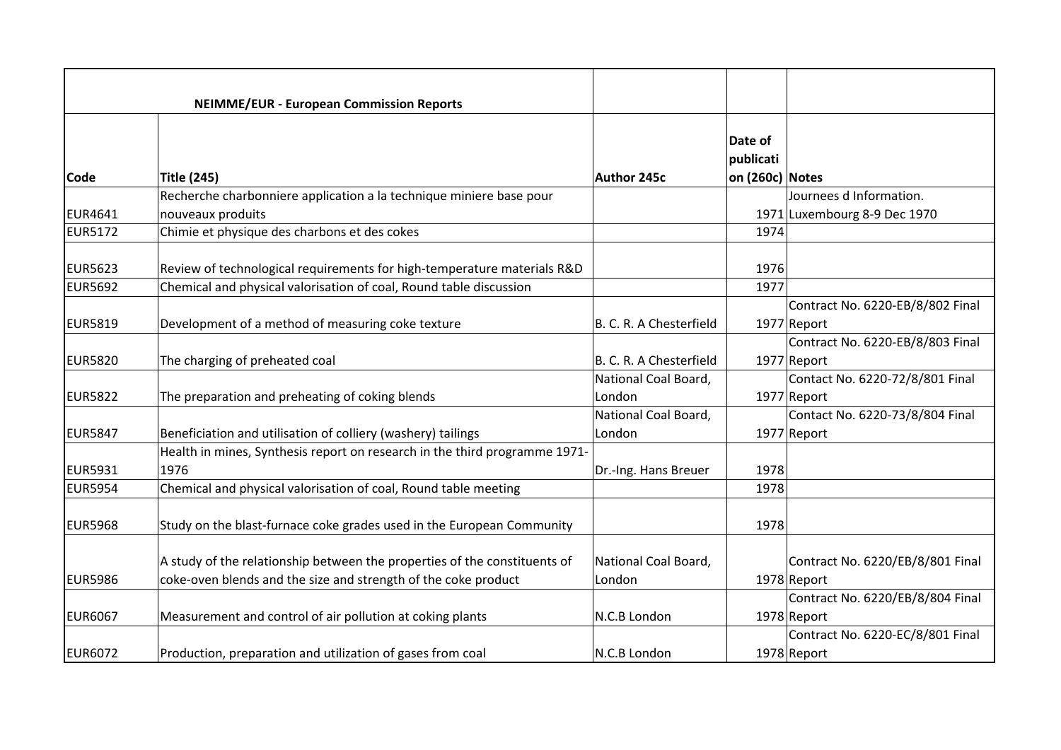| NEIMME/EUR - European Commission Reports | | | | |
|---|---|---|---|---|
| **Code** | **Title (245)** | **Author 245c** | **Date of publication (260c)** | **Notes** |
| EUR4641 | Recherche charbonniere application a la technique miniere base pour nouveaux produits | | 1971 | Journees d Information. Luxembourg 8-9 Dec 1970 |
| EUR5172 | Chimie et physique des charbons et des cokes | | 1974 | |
| EUR5623 | Review of technological requirements for high-temperature materials R&D | | 1976 | |
| EUR5692 | Chemical and physical valorisation of coal, Round table discussion | | 1977 | |
| EUR5819 | Development of a method of measuring coke texture | B. C. R. A Chesterfield | 1977 | Contract No. 6220-EB/8/802 Final Report |
| EUR5820 | The charging of preheated coal | B. C. R. A Chesterfield | 1977 | Contract No. 6220-EB/8/803 Final Report |
| EUR5822 | The preparation and preheating of coking blends | National Coal Board, London | 1977 | Contact No. 6220-72/8/801 Final Report |
| EUR5847 | Beneficiation and utilisation of colliery (washery) tailings | National Coal Board, London | 1977 | Contact No. 6220-73/8/804 Final Report |
| EUR5931 | Health in mines, Synthesis report on research in the third programme 1971-1976 | Dr.-Ing. Hans Breuer | 1978 | |
| EUR5954 | Chemical and physical valorisation of coal, Round table meeting | | 1978 | |
| EUR5968 | Study on the blast-furnace coke grades used in the European Community | | 1978 | |
| EUR5986 | A study of the relationship between the properties of the constituents of coke-oven blends and the size and strength of the coke product | National Coal Board, London | 1978 | Contract No. 6220/EB/8/801 Final Report |
| EUR6067 | Measurement and control of air pollution at coking plants | N.C.B London | 1978 | Contract No. 6220/EB/8/804 Final Report |
| EUR6072 | Production, preparation and utilization of gases from coal | N.C.B London | 1978 | Contract No. 6220-EC/8/801 Final Report |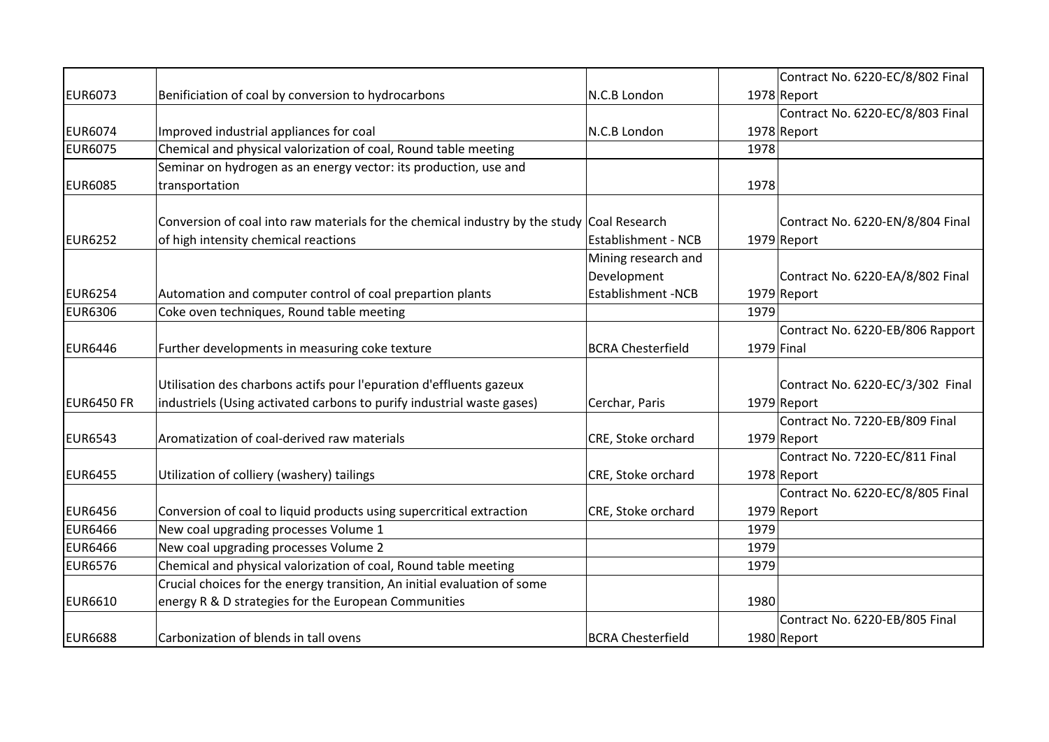| | | | | |
|---|---|---|---|---|
| EUR6073 | Benificiation of coal by conversion to hydrocarbons | N.C.B London | 1978 | Contract No. 6220-EC/8/802 Final Report |
| EUR6074 | Improved industrial appliances for coal | N.C.B London | 1978 | Contract No. 6220-EC/8/803 Final Report |
| EUR6075 | Chemical and physical valorization of coal, Round table meeting | | 1978 | |
| EUR6085 | Seminar on hydrogen as an energy vector: its production, use and transportation | | 1978 | |
| EUR6252 | Conversion of coal into raw materials for the chemical industry by the study of high intensity chemical reactions | Coal Research Establishment - NCB | 1979 | Contract No. 6220-EN/8/804 Final Report |
| EUR6254 | Automation and computer control of coal prepartion plants | Mining research and Development Establishment -NCB | 1979 | Contract No. 6220-EA/8/802 Final Report |
| EUR6306 | Coke oven techniques, Round table meeting | | 1979 | |
| EUR6446 | Further developments in measuring coke texture | BCRA Chesterfield | 1979 | Contract No. 6220-EB/806 Rapport Final |
| EUR6450 FR | Utilisation des charbons actifs pour l'epuration d'effluents gazeux industriels (Using activated carbons to purify industrial waste gases) | Cerchar, Paris | 1979 | Contract No. 6220-EC/3/302 Final Report |
| EUR6543 | Aromatization of coal-derived raw materials | CRE, Stoke orchard | 1979 | Contract No. 7220-EB/809 Final Report |
| EUR6455 | Utilization of colliery (washery) tailings | CRE, Stoke orchard | 1978 | Contract No. 7220-EC/811 Final Report |
| EUR6456 | Conversion of coal to liquid products using supercritical extraction | CRE, Stoke orchard | 1979 | Contract No. 6220-EC/8/805 Final Report |
| EUR6466 | New coal upgrading processes Volume 1 | | 1979 | |
| EUR6466 | New coal upgrading processes Volume 2 | | 1979 | |
| EUR6576 | Chemical and physical valorization of coal, Round table meeting | | 1979 | |
| EUR6610 | Crucial choices for the energy transition, An initial evaluation of some energy R & D strategies for the European Communities | | 1980 | |
| EUR6688 | Carbonization of blends in tall ovens | BCRA Chesterfield | 1980 | Contract No. 6220-EB/805 Final Report |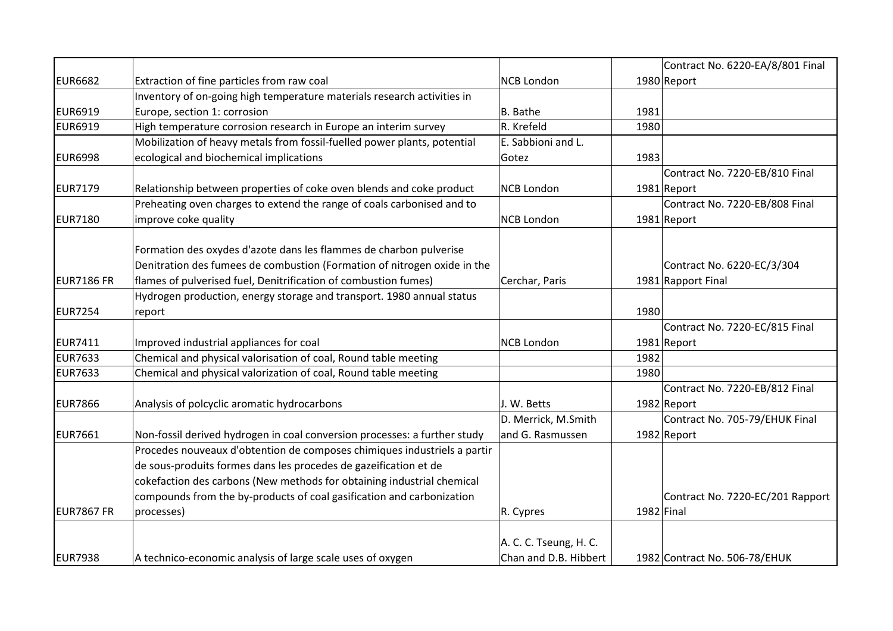| | | | | |
|---|---|---|---|---|
| EUR6682 | Extraction of fine particles from raw coal | NCB London | 1980 | Contract No. 6220-EA/8/801 Final Report |
| EUR6919 | Inventory of on-going high temperature materials research activities in Europe, section 1: corrosion | B. Bathe | 1981 | |
| EUR6919 | High temperature corrosion research in Europe an interim survey | R. Krefeld | 1980 | |
| EUR6998 | Mobilization of heavy metals from fossil-fuelled power plants, potential ecological and biochemical implications | E. Sabbioni and L. Gotez | 1983 | |
| EUR7179 | Relationship between properties of coke oven blends and coke product | NCB London | 1981 | Contract No. 7220-EB/810 Final Report |
| EUR7180 | Preheating oven charges to extend the range of coals carbonised and to improve coke quality | NCB London | 1981 | Contract No. 7220-EB/808 Final Report |
| EUR7186 FR | Formation des oxydes d'azote dans les flammes de charbon pulverise Denitration des fumees de combustion (Formation of nitrogen oxide in the flames of pulverised fuel, Denitrification of combustion fumes) | Cerchar, Paris | 1981 | Contract No. 6220-EC/3/304 Rapport Final |
| EUR7254 | Hydrogen production, energy storage and transport. 1980 annual status report | | 1980 | |
| EUR7411 | Improved industrial appliances for coal | NCB London | 1981 | Contract No. 7220-EC/815 Final Report |
| EUR7633 | Chemical and physical valorisation of coal, Round table meeting | | 1982 | |
| EUR7633 | Chemical and physical valorization of coal, Round table meeting | | 1980 | |
| EUR7866 | Analysis of polcyclic aromatic hydrocarbons | J. W. Betts | 1982 | Contract No. 7220-EB/812 Final Report |
| EUR7661 | Non-fossil derived hydrogen in coal conversion processes: a further study | D. Merrick, M.Smith and G. Rasmussen | 1982 | Contract No. 705-79/EHUK Final Report |
| EUR7867 FR | Procedes nouveaux d'obtention de composes chimiques industriels a partir de sous-produits formes dans les procedes de gazeification et de cokefaction des carbons (New methods for obtaining industrial chemical compounds from the by-products of coal gasification and carbonization processes) | R. Cypres | 1982 | Contract No. 7220-EC/201 Rapport Final |
| EUR7938 | A technico-economic analysis of large scale uses of oxygen | A. C. C. Tseung, H. C. Chan and D.B. Hibbert | 1982 | Contract No. 506-78/EHUK |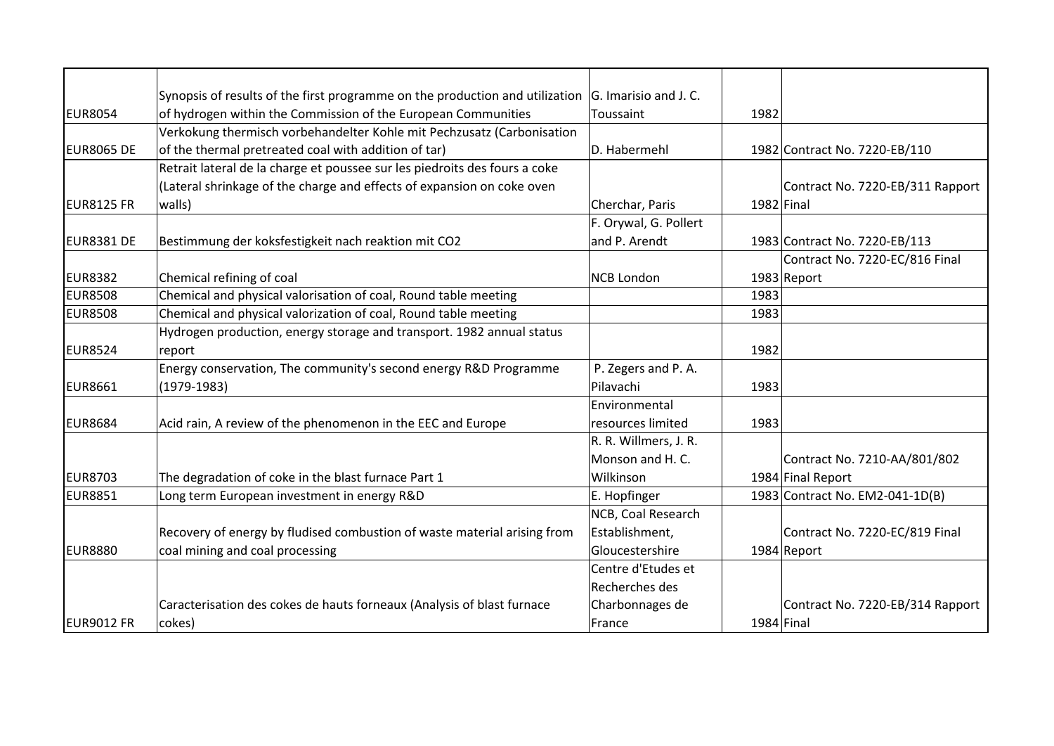| | | | | |
|---|---|---|---|---|
| EUR8054 | Synopsis of results of the first programme on the production and utilization of hydrogen within the Commission of the European Communities | G. Imarisio and J. C. Toussaint | 1982 | |
| EUR8065 DE | Verkokung thermisch vorbehandelter Kohle mit Pechzusatz (Carbonisation of the thermal pretreated coal with addition of tar) | D. Habermehl | 1982 | Contract No. 7220-EB/110 |
| EUR8125 FR | Retrait lateral de la charge et poussee sur les piedroits des fours a coke (Lateral shrinkage of the charge and effects of expansion on coke oven walls) | Cherchar, Paris | 1982 | Contract No. 7220-EB/311 Rapport Final |
| EUR8381 DE | Bestimmung der koksfestigkeit nach reaktion mit CO2 | F. Orywal, G. Pollert and P. Arendt | 1983 | Contract No. 7220-EB/113 |
| EUR8382 | Chemical refining of coal | NCB London | 1983 | Contract No. 7220-EC/816 Final Report |
| EUR8508 | Chemical and physical valorisation of coal, Round table meeting | | 1983 | |
| EUR8508 | Chemical and physical valorization of coal, Round table meeting | | 1983 | |
| EUR8524 | Hydrogen production, energy storage and transport. 1982 annual status report | | 1982 | |
| EUR8661 | Energy conservation, The community's second energy R&D Programme (1979-1983) | P. Zegers and P. A. Pilavachi | 1983 | |
| EUR8684 | Acid rain, A review of the phenomenon in the EEC and Europe | Environmental resources limited | 1983 | |
| EUR8703 | The degradation of coke in the blast furnace Part 1 | R. R. Willmers, J. R. Monson and H. C. Wilkinson | 1984 | Contract No. 7210-AA/801/802 Final Report |
| EUR8851 | Long term European investment in energy R&D | E. Hopfinger | 1983 | Contract No. EM2-041-1D(B) |
| EUR8880 | Recovery of energy by fludised combustion of waste material arising from coal mining and coal processing | NCB, Coal Research Establishment, Gloucestershire | 1984 | Contract No. 7220-EC/819 Final Report |
| EUR9012 FR | Caracterisation des cokes de hauts forneaux (Analysis of blast furnace cokes) | Centre d'Etudes et Recherches des Charbonnages de France | 1984 | Contract No. 7220-EB/314 Rapport Final |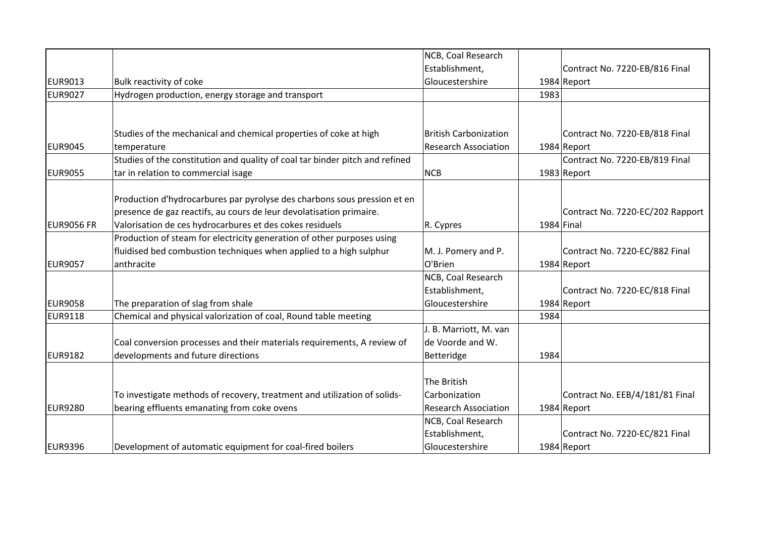| | | | | |
|---|---|---|---|---|
| EUR9013 | Bulk reactivity of coke | NCB, Coal Research Establishment, Gloucestershire | 1984 | Contract No. 7220-EB/816 Final Report |
| EUR9027 | Hydrogen production, energy storage and transport | | 1983 | |
| EUR9045 | Studies of the mechanical and chemical properties of coke at high temperature | British Carbonization Research Association | 1984 | Contract No. 7220-EB/818 Final Report |
| EUR9055 | Studies of the constitution and quality of coal tar binder pitch and refined tar in relation to commercial isage | NCB | 1983 | Contract No. 7220-EB/819 Final Report |
| EUR9056 FR | Production d'hydrocarbures par pyrolyse des charbons sous pression et en presence de gaz reactifs, au cours de leur devolatisation primaire. Valorisation de ces hydrocarbures et des cokes residuels | R. Cypres | 1984 | Contract No. 7220-EC/202 Rapport Final |
| EUR9057 | Production of steam for electricity generation of other purposes using fluidised bed combustion techniques when applied to a high sulphur anthracite | M. J. Pomery and P. O'Brien | 1984 | Contract No. 7220-EC/882 Final Report |
| EUR9058 | The preparation of slag from shale | NCB, Coal Research Establishment, Gloucestershire | 1984 | Contract No. 7220-EC/818 Final Report |
| EUR9118 | Chemical and physical valorization of coal, Round table meeting | | 1984 | |
| EUR9182 | Coal conversion processes and their materials requirements, A review of developments and future directions | J. B. Marriott, M. van de Voorde and W. Betteridge | 1984 | |
| EUR9280 | To investigate methods of recovery, treatment and utilization of solids-bearing effluents emanating from coke ovens | The British Carbonization Research Association | 1984 | Contract No. EEB/4/181/81 Final Report |
| EUR9396 | Development of automatic equipment for coal-fired boilers | NCB, Coal Research Establishment, Gloucestershire | 1984 | Contract No. 7220-EC/821 Final Report |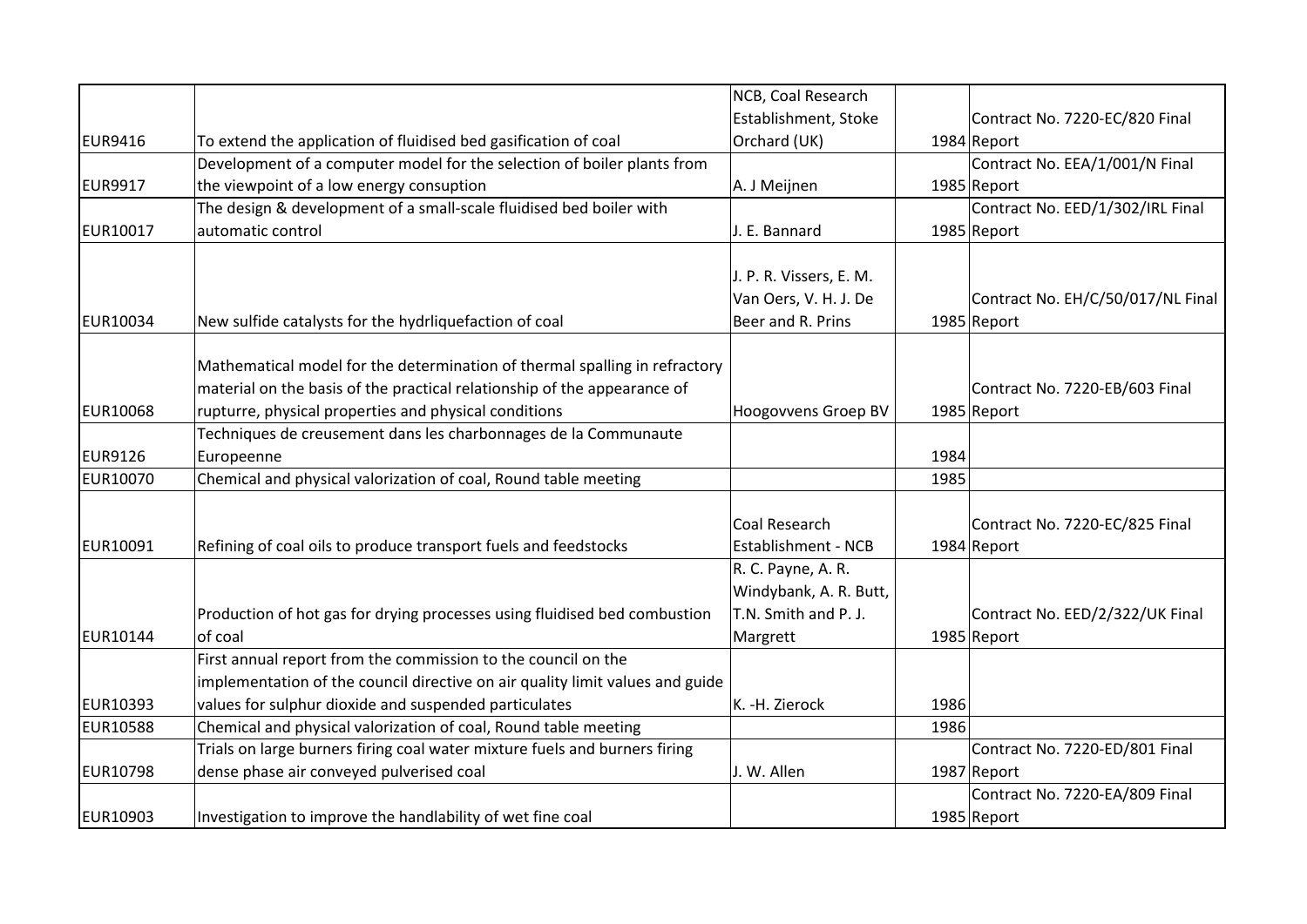| | | | | |
|---|---|---|---|---|
| EUR9416 | To extend the application of fluidised bed gasification of coal | NCB, Coal Research Establishment, Stoke Orchard (UK) | 1984 | Contract No. 7220-EC/820 Final Report |
| EUR9917 | Development of a computer model for the selection of boiler plants from the viewpoint of a low energy consuption | A. J Meijnen | 1985 | Contract No. EEA/1/001/N Final Report |
| EUR10017 | The design & development of a small-scale fluidised bed boiler with automatic control | J. E. Bannard | 1985 | Contract No. EED/1/302/IRL Final Report |
| EUR10034 | New sulfide catalysts for the hydrliquefaction of coal | J. P. R. Vissers, E. M. Van Oers, V. H. J. De Beer and R. Prins | 1985 | Contract No. EH/C/50/017/NL Final Report |
| EUR10068 | Mathematical model for the determination of thermal spalling in refractory material on the basis of the practical relationship of the appearance of rupturre, physical properties and physical conditions | Hoogovvens Groep BV | 1985 | Contract No. 7220-EB/603 Final Report |
| EUR9126 | Techniques de creusement dans les charbonnages de la Communaute Europeenne | | 1984 | |
| EUR10070 | Chemical and physical valorization of coal, Round table meeting | | 1985 | |
| EUR10091 | Refining of coal oils to produce transport fuels and feedstocks | Coal Research Establishment - NCB | 1984 | Contract No. 7220-EC/825 Final Report |
| EUR10144 | Production of hot gas for drying processes using fluidised bed combustion of coal | R. C. Payne, A. R. Windybank, A. R. Butt, T.N. Smith and P. J. Margrett | 1985 | Contract No. EED/2/322/UK Final Report |
| EUR10393 | First annual report from the commission to the council on the implementation of the council directive on air quality limit values and guide values for sulphur dioxide and suspended particulates | K. -H. Zierock | 1986 | |
| EUR10588 | Chemical and physical valorization of coal, Round table meeting | | 1986 | |
| EUR10798 | Trials on large burners firing coal water mixture fuels and burners firing dense phase air conveyed pulverised coal | J. W. Allen | 1987 | Contract No. 7220-ED/801 Final Report |
| EUR10903 | Investigation to improve the handlability of wet fine coal | | 1985 | Contract No. 7220-EA/809 Final Report |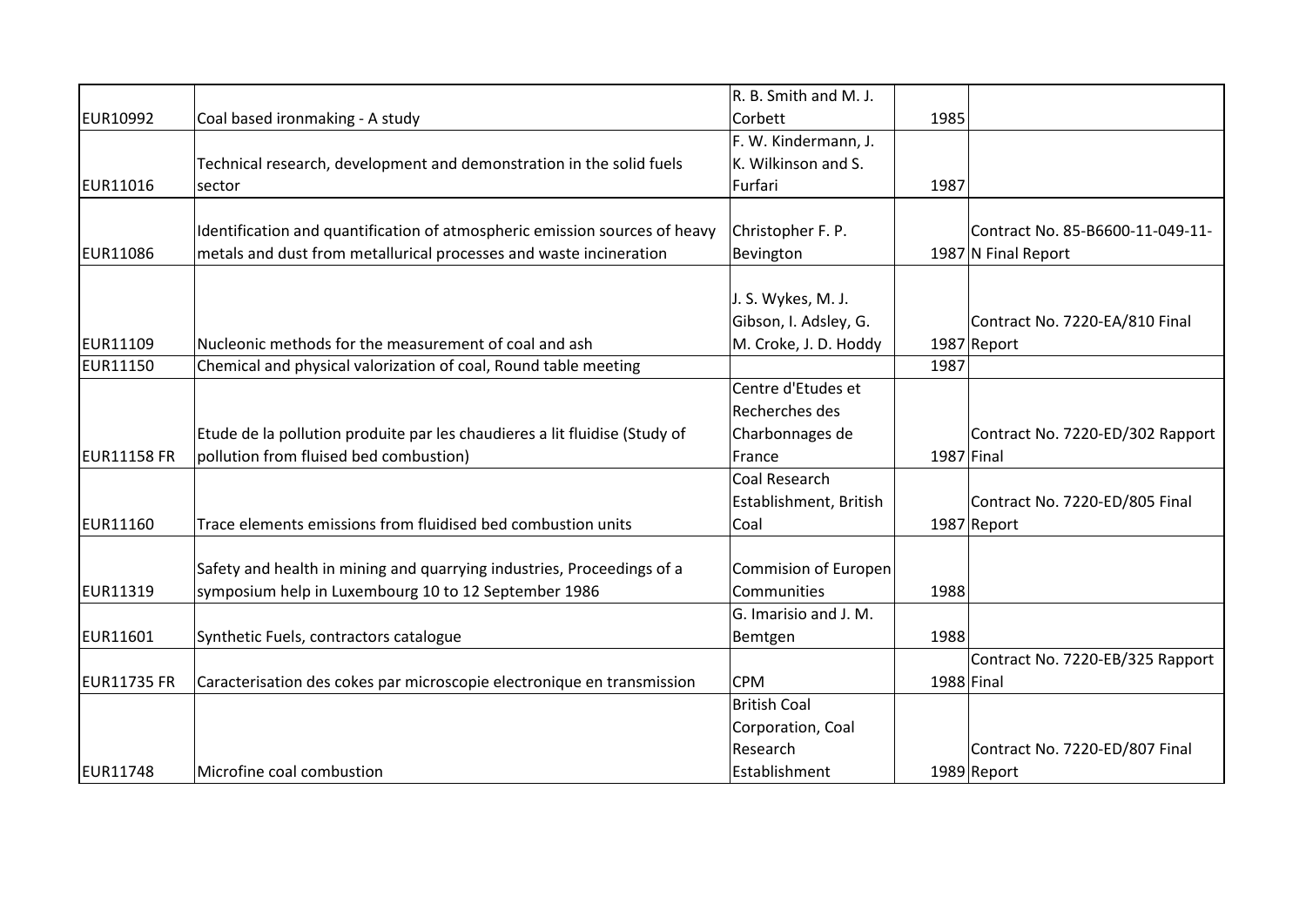| | | | | |
|---|---|---|---|---|
| EUR10992 | Coal based ironmaking - A study | R. B. Smith and M. J. Corbett | 1985 | |
| EUR11016 | Technical research, development and demonstration in the solid fuels sector | F. W. Kindermann, J. K. Wilkinson and S. Furfari | 1987 | |
| EUR11086 | Identification and quantification of atmospheric emission sources of heavy metals and dust from metallurical processes and waste incineration | Christopher F. P. Bevington | 1987 | Contract No. 85-B6600-11-049-11-N Final Report |
| EUR11109 | Nucleonic methods for the measurement of coal and ash | J. S. Wykes, M. J. Gibson, I. Adsley, G. M. Croke, J. D. Hoddy | 1987 | Contract No. 7220-EA/810 Final Report |
| EUR11150 | Chemical and physical valorization of coal, Round table meeting | | 1987 | |
| EUR11158 FR | Etude de la pollution produite par les chaudieres a lit fluidise (Study of pollution from fluised bed combustion) | Centre d'Etudes et Recherches des Charbonnages de France | 1987 | Contract No. 7220-ED/302 Rapport Final |
| EUR11160 | Trace elements emissions from fluidised bed combustion units | Coal Research Establishment, British Coal | 1987 | Contract No. 7220-ED/805 Final Report |
| EUR11319 | Safety and health in mining and quarrying industries, Proceedings of a symposium help in Luxembourg 10 to 12 September 1986 | Commision of Europen Communities | 1988 | |
| EUR11601 | Synthetic Fuels, contractors catalogue | G. Imarisio and J. M. Bemtgen | 1988 | |
| EUR11735 FR | Caracterisation des cokes par microscopie electronique en transmission | CPM | 1988 | Contract No. 7220-EB/325 Rapport Final |
| EUR11748 | Microfine coal combustion | British Coal Corporation, Coal Research Establishment | 1989 | Contract No. 7220-ED/807 Final Report |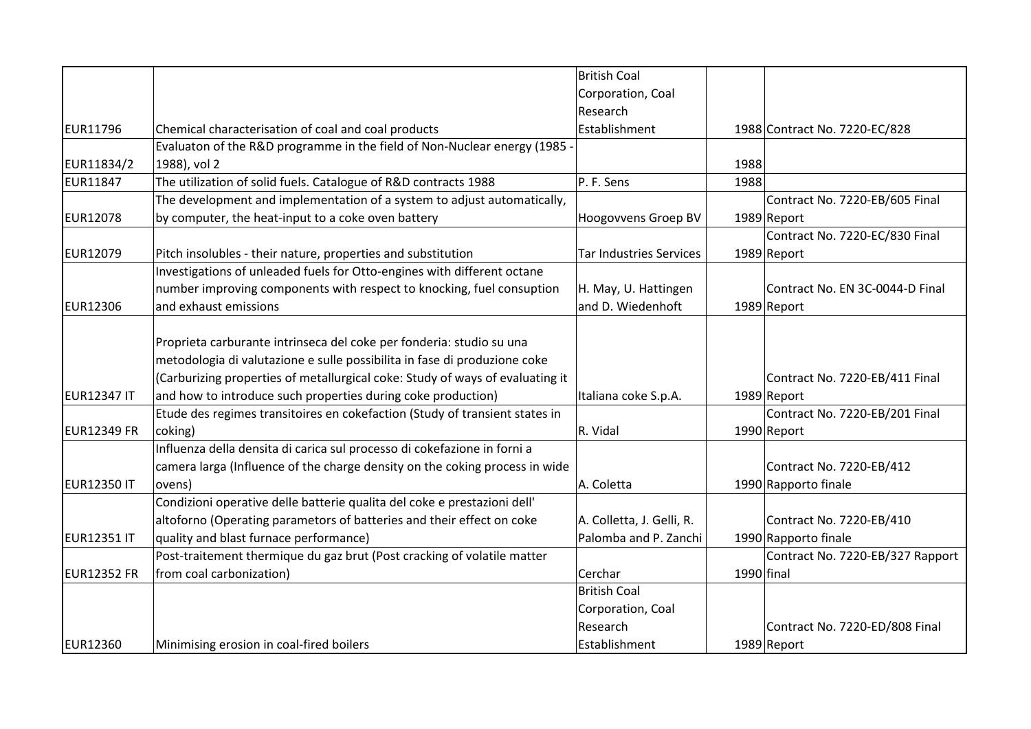| | | | | |
|---|---|---|---|---|
| EUR11796 | Chemical characterisation of coal and coal products | British Coal Corporation, Coal Research Establishment | 1988 | Contract No. 7220-EC/828 |
| EUR11834/2 | Evaluaton of the R&D programme in the field of Non-Nuclear energy (1985 - 1988), vol 2 | | 1988 | |
| EUR11847 | The utilization of solid fuels. Catalogue of R&D contracts 1988 | P. F. Sens | 1988 | |
| EUR12078 | The development and implementation of a system to adjust automatically, by computer, the heat-input to a coke oven battery | Hoogovvens Groep BV | 1989 | Contract No. 7220-EB/605 Final Report |
| EUR12079 | Pitch insolubles - their nature, properties and substitution | Tar Industries Services | 1989 | Contract No. 7220-EC/830 Final Report |
| EUR12306 | Investigations of unleaded fuels for Otto-engines with different octane number improving components with respect to knocking, fuel consuption and exhaust emissions | H. May, U. Hattingen and D. Wiedenhoft | 1989 | Contract No. EN 3C-0044-D Final Report |
| EUR12347 IT | Proprieta carburante intrinseca del coke per fonderia: studio su una metodologia di valutazione e sulle possibilita in fase di produzione coke (Carburizing properties of metallurgical coke: Study of ways of evaluating it and how to introduce such properties during coke production) | Italiana coke S.p.A. | 1989 | Contract No. 7220-EB/411 Final Report |
| EUR12349 FR | Etude des regimes transitoires en cokefaction (Study of transient states in coking) | R. Vidal | 1990 | Contract No. 7220-EB/201 Final Report |
| EUR12350 IT | Influenza della densita di carica sul processo di cokefazione in forni a camera larga (Influence of the charge density on the coking process in wide ovens) | A. Coletta | 1990 | Contract No. 7220-EB/412 Rapporto finale |
| EUR12351 IT | Condizioni operative delle batterie qualita del coke e prestazioni dell' altoforno (Operating parametors of batteries and their effect on coke quality and blast furnace performance) | A. Colletta, J. Gelli, R. Palomba and P. Zanchi | 1990 | Contract No. 7220-EB/410 Rapporto finale |
| EUR12352 FR | Post-traitement thermique du gaz brut (Post cracking of volatile matter from coal carbonization) | Cerchar | 1990 | Contract No. 7220-EB/327 Rapport final |
| EUR12360 | Minimising erosion in coal-fired boilers | British Coal Corporation, Coal Research Establishment | 1989 | Contract No. 7220-ED/808 Final Report |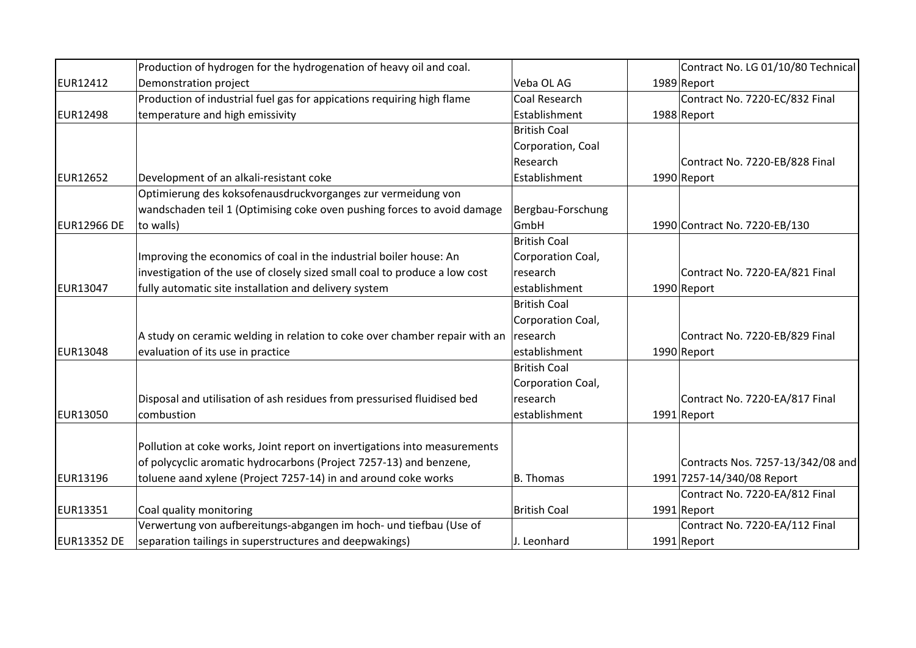| | | | | |
|---|---|---|---|---|
| EUR12412 | Production of hydrogen for the hydrogenation of heavy oil and coal. Demonstration project | Veba OL AG | 1989 | Contract No. LG 01/10/80 Technical Report |
| EUR12498 | Production of industrial fuel gas for appications requiring high flame temperature and high emissivity | Coal Research Establishment | 1988 | Contract No. 7220-EC/832 Final Report |
| EUR12652 | Development of an alkali-resistant coke | British Coal Corporation, Coal Research Establishment | 1990 | Contract No. 7220-EB/828 Final Report |
| EUR12966 DE | Optimierung des koksofenausdruckvorganges zur vermeidung von wandschaden teil 1 (Optimising coke oven pushing forces to avoid damage to walls) | Bergbau-Forschung GmbH | 1990 | Contract No. 7220-EB/130 |
| EUR13047 | Improving the economics of coal in the industrial boiler house: An investigation of the use of closely sized small coal to produce a low cost fully automatic site installation and delivery system | British Coal Corporation Coal, research establishment | 1990 | Contract No. 7220-EA/821 Final Report |
| EUR13048 | A study on ceramic welding in relation to coke over chamber repair with an evaluation of its use in practice | British Coal Corporation Coal, research establishment | 1990 | Contract No. 7220-EB/829 Final Report |
| EUR13050 | Disposal and utilisation of ash residues from pressurised fluidised bed combustion | British Coal Corporation Coal, research establishment | 1991 | Contract No. 7220-EA/817 Final Report |
| EUR13196 | Pollution at coke works, Joint report on invertigations into measurements of polycyclic aromatic hydrocarbons (Project 7257-13) and benzene, toluene aand xylene (Project 7257-14) in and around coke works | B. Thomas | 1991 | Contracts Nos. 7257-13/342/08 and 7257-14/340/08 Report |
| EUR13351 | Coal quality monitoring | British Coal | 1991 | Contract No. 7220-EA/812 Final Report |
| EUR13352 DE | Verwertung von aufbereitungs-abgangen im hoch- und tiefbau (Use of separation tailings in superstructures and deepwakings) | J. Leonhard | 1991 | Contract No. 7220-EA/112 Final Report |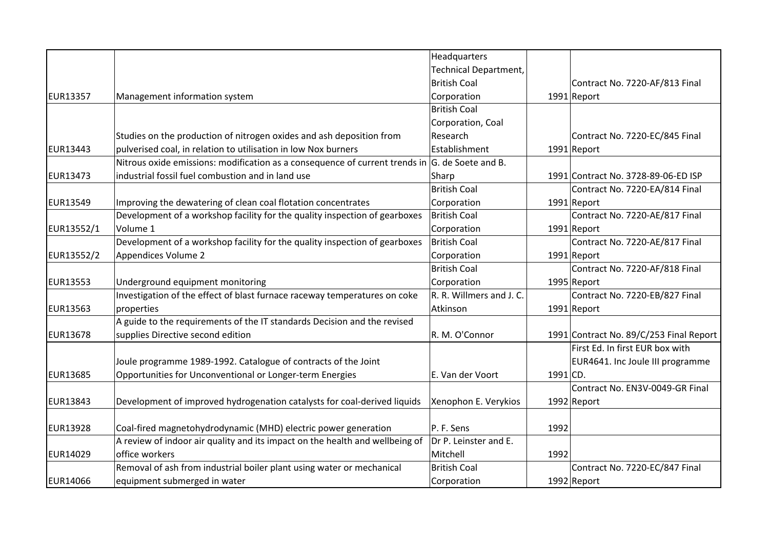| | | | | |
|---|---|---|---|---|
| EUR13357 | Management information system | Headquarters Technical Department, British Coal Corporation | 1991 | Contract No. 7220-AF/813 Final Report |
| EUR13443 | Studies on the production of nitrogen oxides and ash deposition from pulverised coal, in relation to utilisation in low Nox burners | British Coal Corporation, Coal Research Establishment | 1991 | Contract No. 7220-EC/845 Final Report |
| EUR13473 | Nitrous oxide emissions: modification as a consequence of current trends in industrial fossil fuel combustion and in land use | G. de Soete and B. Sharp | 1991 | Contract No. 3728-89-06-ED ISP |
| EUR13549 | Improving the dewatering of clean coal flotation concentrates | British Coal Corporation | 1991 | Contract No. 7220-EA/814 Final Report |
| EUR13552/1 | Development of a workshop facility for the quality inspection of gearboxes Volume 1 | British Coal Corporation | 1991 | Contract No. 7220-AE/817 Final Report |
| EUR13552/2 | Development of a workshop facility for the quality inspection of gearboxes Appendices Volume 2 | British Coal Corporation | 1991 | Contract No. 7220-AE/817 Final Report |
| EUR13553 | Underground equipment monitoring | British Coal Corporation | 1995 | Contract No. 7220-AF/818 Final Report |
| EUR13563 | Investigation of the effect of blast furnace raceway temperatures on coke properties | R. R. Willmers and J. C. Atkinson | 1991 | Contract No. 7220-EB/827 Final Report |
| EUR13678 | A guide to the requirements of the IT standards Decision and the revised supplies Directive second edition | R. M. O'Connor | 1991 | Contract No. 89/C/253 Final Report |
| EUR13685 | Joule programme 1989-1992. Catalogue of contracts of the Joint Opportunities for Unconventional or Longer-term Energies | E. Van der Voort | 1991 | First Ed. In first EUR box with EUR4641. Inc Joule III programme CD. |
| EUR13843 | Development of improved hydrogenation catalysts for coal-derived liquids | Xenophon E. Verykios | 1992 | Contract No. EN3V-0049-GR Final Report |
| EUR13928 | Coal-fired magnetohydrodynamic (MHD) electric power generation | P. F. Sens | 1992 | |
| EUR14029 | A review of indoor air quality and its impact on the health and wellbeing of office workers | Dr P. Leinster and E. Mitchell | 1992 | |
| EUR14066 | Removal of ash from industrial boiler plant using water or mechanical equipment submerged in water | British Coal Corporation | 1992 | Contract No. 7220-EC/847 Final Report |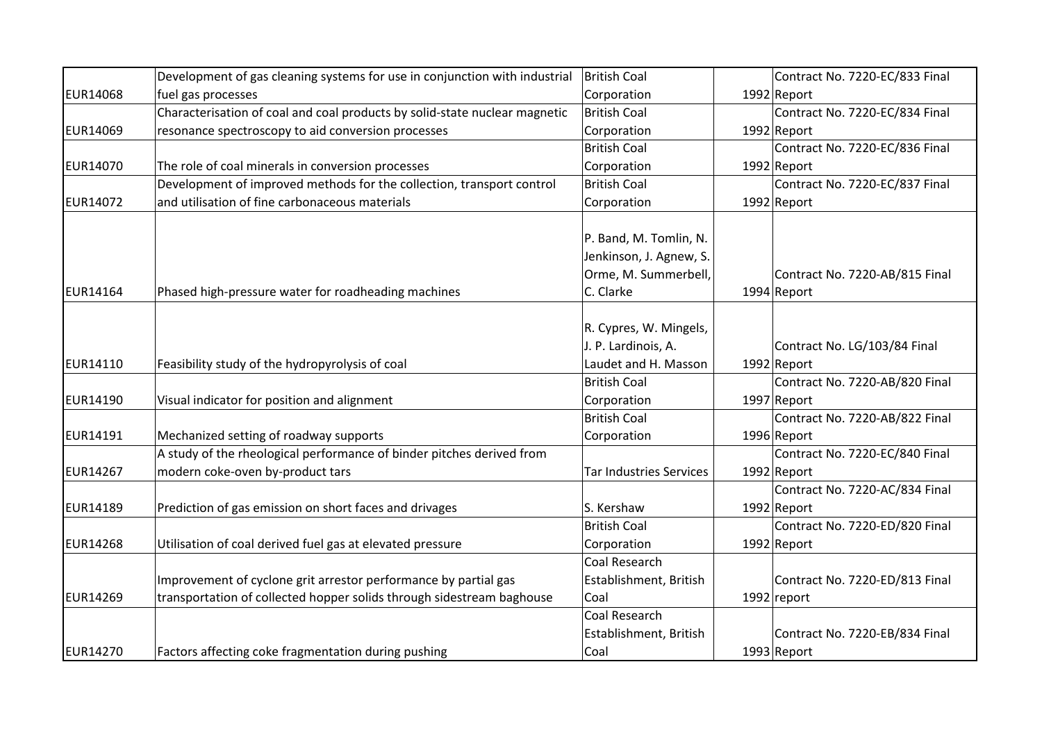| | | | | |
|---|---|---|---|---|
| EUR14068 | Development of gas cleaning systems for use in conjunction with industrial fuel gas processes | British Coal Corporation | 1992 | Contract No. 7220-EC/833 Final Report |
| EUR14069 | Characterisation of coal and coal products by solid-state nuclear magnetic resonance spectroscopy to aid conversion processes | British Coal Corporation | 1992 | Contract No. 7220-EC/834 Final Report |
| EUR14070 | The role of coal minerals in conversion processes | British Coal Corporation | 1992 | Contract No. 7220-EC/836 Final Report |
| EUR14072 | Development of improved methods for the collection, transport control and utilisation of fine carbonaceous materials | British Coal Corporation | 1992 | Contract No. 7220-EC/837 Final Report |
| EUR14164 | Phased high-pressure water for roadheading machines | P. Band, M. Tomlin, N. Jenkinson, J. Agnew, S. Orme, M. Summerbell, C. Clarke | 1994 | Contract No. 7220-AB/815 Final Report |
| EUR14110 | Feasibility study of the hydropyrolysis of coal | R. Cypres, W. Mingels, J. P. Lardinois, A. Laudet and H. Masson | 1992 | Contract No. LG/103/84 Final Report |
| EUR14190 | Visual indicator for position and alignment | British Coal Corporation | 1997 | Contract No. 7220-AB/820 Final Report |
| EUR14191 | Mechanized setting of roadway supports | British Coal Corporation | 1996 | Contract No. 7220-AB/822 Final Report |
| EUR14267 | A study of the rheological performance of binder pitches derived from modern coke-oven by-product tars | Tar Industries Services | 1992 | Contract No. 7220-EC/840 Final Report |
| EUR14189 | Prediction of gas emission on short faces and drivages | S. Kershaw | 1992 | Contract No. 7220-AC/834 Final Report |
| EUR14268 | Utilisation of coal derived fuel gas at elevated pressure | British Coal Corporation | 1992 | Contract No. 7220-ED/820 Final Report |
| EUR14269 | Improvement of cyclone grit arrestor performance by partial gas transportation of collected hopper solids through sidestream baghouse | Coal Research Establishment, British Coal | 1992 | Contract No. 7220-ED/813 Final report |
| EUR14270 | Factors affecting coke fragmentation during pushing | Coal Research Establishment, British Coal | 1993 | Contract No. 7220-EB/834 Final Report |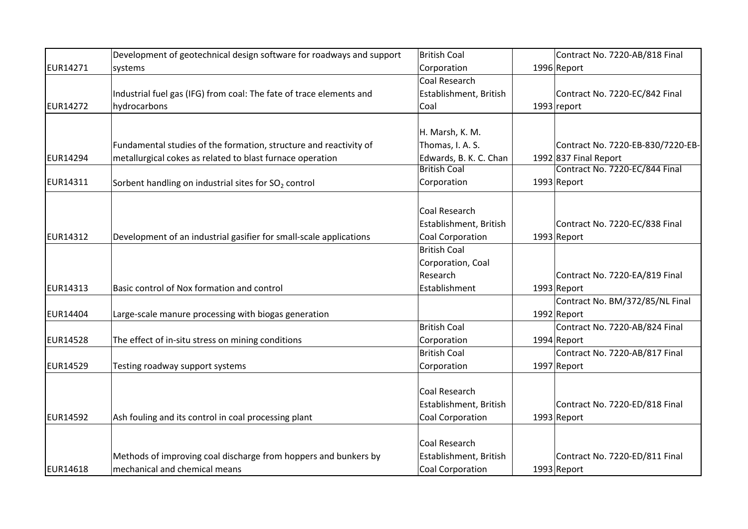| | | | | |
|---|---|---|---|---|
| EUR14271 | Development of geotechnical design software for roadways and support systems | British Coal Corporation | 1996 | Contract No. 7220-AB/818 Final Report |
| EUR14272 | Industrial fuel gas (IFG) from coal: The fate of trace elements and hydrocarbons | Coal Research Establishment, British Coal | 1993 | Contract No. 7220-EC/842 Final report |
| EUR14294 | Fundamental studies of the formation, structure and reactivity of metallurgical cokes as related to blast furnace operation | H. Marsh, K. M. Thomas, I. A. S. Edwards, B. K. C. Chan | 1992 | Contract No. 7220-EB-830/7220-EB-837 Final Report |
| EUR14311 | Sorbent handling on industrial sites for $SO_2$ control | British Coal Corporation | 1993 | Contract No. 7220-EC/844 Final Report |
| EUR14312 | Development of an industrial gasifier for small-scale applications | Coal Research Establishment, British Coal Corporation | 1993 | Contract No. 7220-EC/838 Final Report |
| EUR14313 | Basic control of Nox formation and control | British Coal Corporation, Coal Research Establishment | 1993 | Contract No. 7220-EA/819 Final Report |
| EUR14404 | Large-scale manure processing with biogas generation | | 1992 | Contract No. BM/372/85/NL Final Report |
| EUR14528 | The effect of in-situ stress on mining conditions | British Coal Corporation | 1994 | Contract No. 7220-AB/824 Final Report |
| EUR14529 | Testing roadway support systems | British Coal Corporation | 1997 | Contract No. 7220-AB/817 Final Report |
| EUR14592 | Ash fouling and its control in coal processing plant | Coal Research Establishment, British Coal Corporation | 1993 | Contract No. 7220-ED/818 Final Report |
| EUR14618 | Methods of improving coal discharge from hoppers and bunkers by mechanical and chemical means | Coal Research Establishment, British Coal Corporation | 1993 | Contract No. 7220-ED/811 Final Report |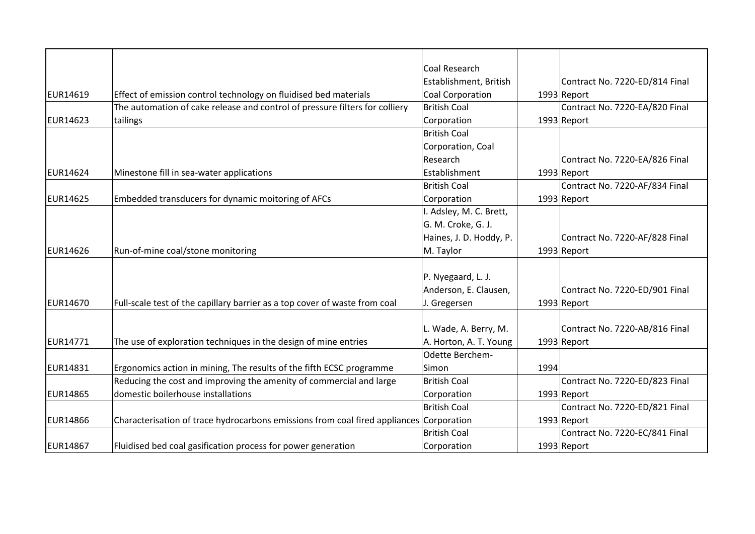| | | | | |
|---|---|---|---|---|
| EUR14619 | Effect of emission control technology on fluidised bed materials | Coal Research Establishment, British Coal Corporation | 1993 | Contract No. 7220-ED/814 Final Report |
| EUR14623 | The automation of cake release and control of pressure filters for colliery tailings | British Coal Corporation | 1993 | Contract No. 7220-EA/820 Final Report |
| EUR14624 | Minestone fill in sea-water applications | British Coal Corporation, Coal Research Establishment | 1993 | Contract No. 7220-EA/826 Final Report |
| EUR14625 | Embedded transducers for dynamic moitoring of AFCs | British Coal Corporation | 1993 | Contract No. 7220-AF/834 Final Report |
| EUR14626 | Run-of-mine coal/stone monitoring | I. Adsley, M. C. Brett, G. M. Croke, G. J. Haines, J. D. Hoddy, P. M. Taylor | 1993 | Contract No. 7220-AF/828 Final Report |
| EUR14670 | Full-scale test of the capillary barrier as a top cover of waste from coal | P. Nyegaard, L. J. Anderson, E. Clausen, J. Gregersen | 1993 | Contract No. 7220-ED/901 Final Report |
| EUR14771 | The use of exploration techniques in the design of mine entries | L. Wade, A. Berry, M. A. Horton, A. T. Young | 1993 | Contract No. 7220-AB/816 Final Report |
| EUR14831 | Ergonomics action in mining, The results of the fifth ECSC programme | Odette Berchem-Simon | 1994 | |
| EUR14865 | Reducing the cost and improving the amenity of commercial and large domestic boilerhouse installations | British Coal Corporation | 1993 | Contract No. 7220-ED/823 Final Report |
| EUR14866 | Characterisation of trace hydrocarbons emissions from coal fired appliances | British Coal Corporation | 1993 | Contract No. 7220-ED/821 Final Report |
| EUR14867 | Fluidised bed coal gasification process for power generation | British Coal Corporation | 1993 | Contract No. 7220-EC/841 Final Report |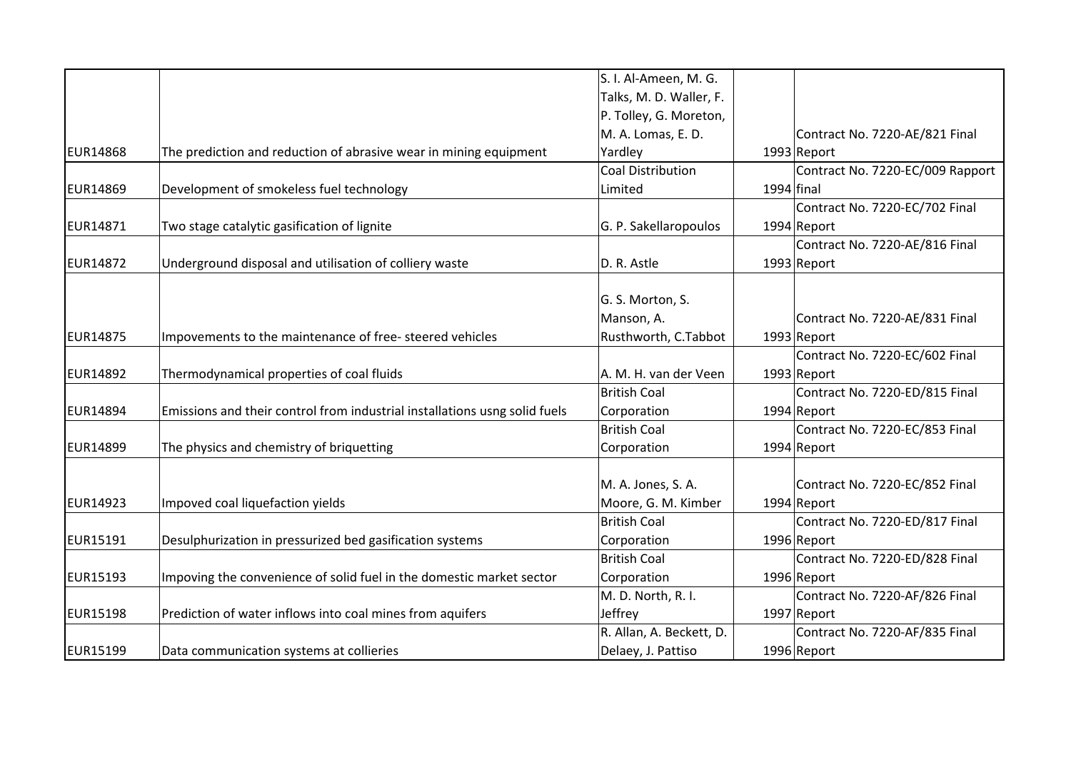| | | | | |
|---|---|---|---|---|
| EUR14868 | The prediction and reduction of abrasive wear in mining equipment | S. I. Al-Ameen, M. G. Talks, M. D. Waller, F. P. Tolley, G. Moreton, M. A. Lomas, E. D. Yardley | 1993 | Contract No. 7220-AE/821 Final Report |
| EUR14869 | Development of smokeless fuel technology | Coal Distribution Limited | 1994 | Contract No. 7220-EC/009 Rapport final |
| EUR14871 | Two stage catalytic gasification of lignite | G. P. Sakellaropoulos | 1994 | Contract No. 7220-EC/702 Final Report |
| EUR14872 | Underground disposal and utilisation of colliery waste | D. R. Astle | 1993 | Contract No. 7220-AE/816 Final Report |
| EUR14875 | Impovements to the maintenance of free- steered vehicles | G. S. Morton, S. Manson, A. Rusthworth, C.Tabbot | 1993 | Contract No. 7220-AE/831 Final Report |
| EUR14892 | Thermodynamical properties of coal fluids | A. M. H. van der Veen | 1993 | Contract No. 7220-EC/602 Final Report |
| EUR14894 | Emissions and their control from industrial installations usng solid fuels | British Coal Corporation | 1994 | Contract No. 7220-ED/815 Final Report |
| EUR14899 | The physics and chemistry of briquetting | British Coal Corporation | 1994 | Contract No. 7220-EC/853 Final Report |
| EUR14923 | Impoved coal liquefaction yields | M. A. Jones, S. A. Moore, G. M. Kimber | 1994 | Contract No. 7220-EC/852 Final Report |
| EUR15191 | Desulphurization in pressurized bed gasification systems | British Coal Corporation | 1996 | Contract No. 7220-ED/817 Final Report |
| EUR15193 | Impoving the convenience of solid fuel in the domestic market sector | British Coal Corporation | 1996 | Contract No. 7220-ED/828 Final Report |
| EUR15198 | Prediction of water inflows into coal mines from aquifers | M. D. North, R. I. Jeffrey | 1997 | Contract No. 7220-AF/826 Final Report |
| EUR15199 | Data communication systems at collieries | R. Allan, A. Beckett, D. Delaey, J. Pattiso | 1996 | Contract No. 7220-AF/835 Final Report |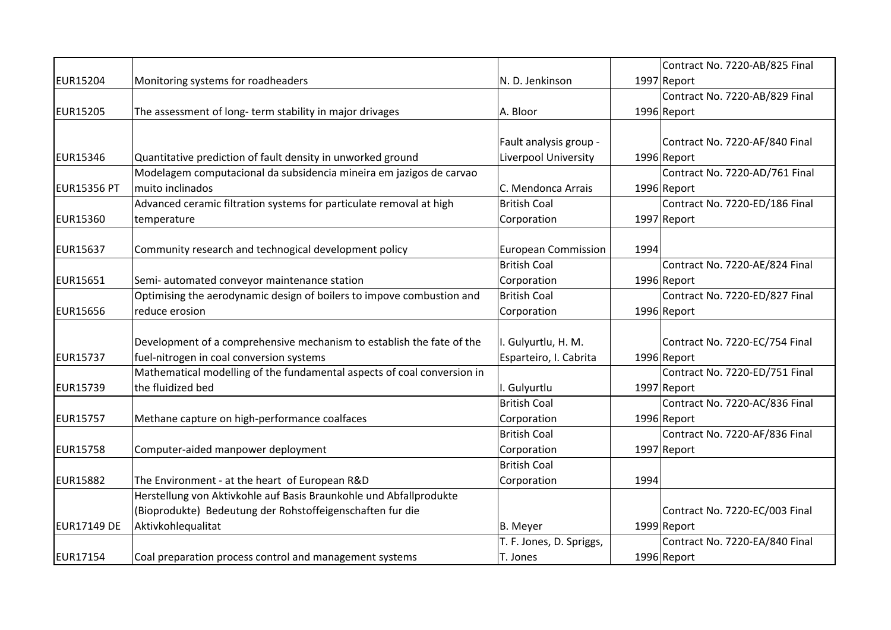| | | | | |
|---|---|---|---|---|
| EUR15204 | Monitoring systems for roadheaders | N. D. Jenkinson | 1997 | Contract No. 7220-AB/825 Final Report |
| EUR15205 | The assessment of long- term stability in major drivages | A. Bloor | 1996 | Contract No. 7220-AB/829 Final Report |
| EUR15346 | Quantitative prediction of fault density in unworked ground | Fault analysis group - Liverpool University | 1996 | Contract No. 7220-AF/840 Final Report |
| EUR15356 PT | Modelagem computacional da subsidencia mineira em jazigos de carvao muito inclinados | C. Mendonca Arrais | 1996 | Contract No. 7220-AD/761 Final Report |
| EUR15360 | Advanced ceramic filtration systems for particulate removal at high temperature | British Coal Corporation | 1997 | Contract No. 7220-ED/186 Final Report |
| EUR15637 | Community research and technogical development policy | European Commission | 1994 | |
| EUR15651 | Semi- automated conveyor maintenance station | British Coal Corporation | 1996 | Contract No. 7220-AE/824 Final Report |
| EUR15656 | Optimising the aerodynamic design of boilers to impove combustion and reduce erosion | British Coal Corporation | 1996 | Contract No. 7220-ED/827 Final Report |
| EUR15737 | Development of a comprehensive mechanism to establish the fate of the fuel-nitrogen in coal conversion systems | I. Gulyurtlu, H. M. Esparteiro, I. Cabrita | 1996 | Contract No. 7220-EC/754 Final Report |
| EUR15739 | Mathematical modelling of the fundamental aspects of coal conversion in the fluidized bed | I. Gulyurtlu | 1997 | Contract No. 7220-ED/751 Final Report |
| EUR15757 | Methane capture on high-performance coalfaces | British Coal Corporation | 1996 | Contract No. 7220-AC/836 Final Report |
| EUR15758 | Computer-aided manpower deployment | British Coal Corporation | 1997 | Contract No. 7220-AF/836 Final Report |
| EUR15882 | The Environment - at the heart of European R&D | British Coal Corporation | 1994 | |
| EUR17149 DE | Herstellung von Aktivkohle auf Basis Braunkohle und Abfallprodukte (Bioprodukte) Bedeutung der Rohstoffeigenschaften fur die Aktivkohlequalitat | B. Meyer | 1999 | Contract No. 7220-EC/003 Final Report |
| EUR17154 | Coal preparation process control and management systems | T. F. Jones, D. Spriggs, T. Jones | 1996 | Contract No. 7220-EA/840 Final Report |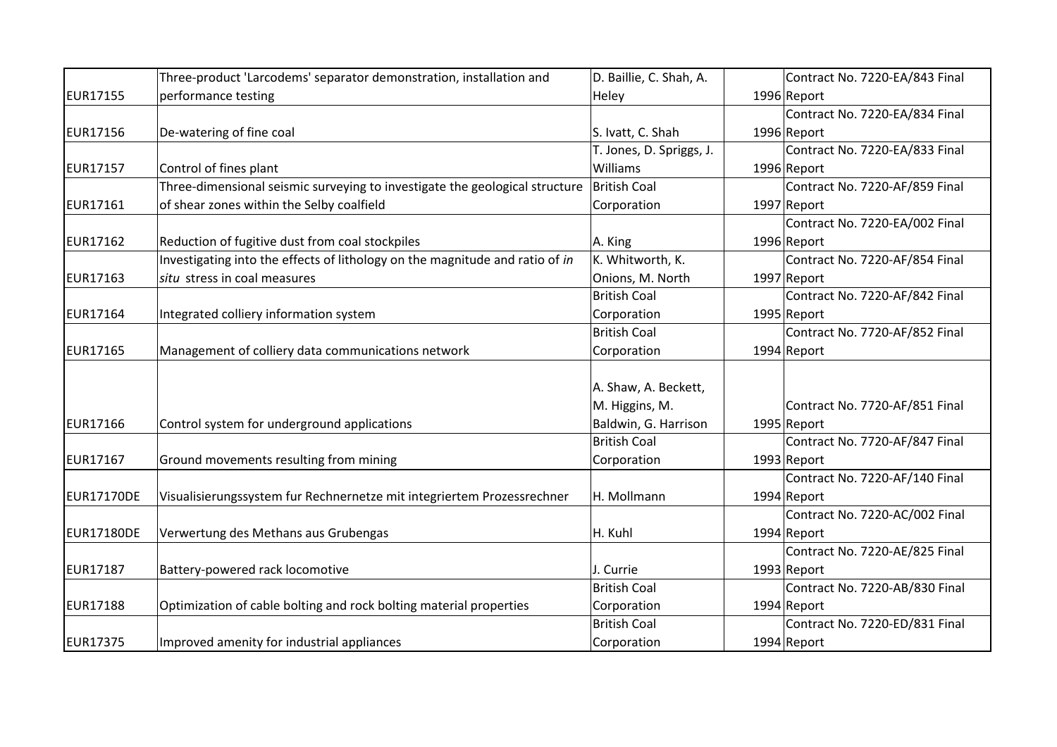| | | | | |
|---|---|---|---|---|
| EUR17155 | Three-product 'Larcodems' separator demonstration, installation and performance testing | D. Baillie, C. Shah, A. Heley | 1996 | Contract No. 7220-EA/843 Final Report |
| EUR17156 | De-watering of fine coal | S. Ivatt, C. Shah | 1996 | Contract No. 7220-EA/834 Final Report |
| EUR17157 | Control of fines plant | T. Jones, D. Spriggs, J. Williams | 1996 | Contract No. 7220-EA/833 Final Report |
| EUR17161 | Three-dimensional seismic surveying to investigate the geological structure of shear zones within the Selby coalfield | British Coal Corporation | 1997 | Contract No. 7220-AF/859 Final Report |
| EUR17162 | Reduction of fugitive dust from coal stockpiles | A. King | 1996 | Contract No. 7220-EA/002 Final Report |
| EUR17163 | Investigating into the effects of lithology on the magnitude and ratio of *in situ* stress in coal measures | K. Whitworth, K. Onions, M. North | 1997 | Contract No. 7220-AF/854 Final Report |
| EUR17164 | Integrated colliery information system | British Coal Corporation | 1995 | Contract No. 7220-AF/842 Final Report |
| EUR17165 | Management of colliery data communications network | British Coal Corporation | 1994 | Contract No. 7720-AF/852 Final Report |
| EUR17166 | Control system for underground applications | A. Shaw, A. Beckett, M. Higgins, M. Baldwin, G. Harrison | 1995 | Contract No. 7720-AF/851 Final Report |
| EUR17167 | Ground movements resulting from mining | British Coal Corporation | 1993 | Contract No. 7720-AF/847 Final Report |
| EUR17170DE | Visualisierungssystem fur Rechnernetze mit integriertem Prozessrechner | H. Mollmann | 1994 | Contract No. 7220-AF/140 Final Report |
| EUR17180DE | Verwertung des Methans aus Grubengas | H. Kuhl | 1994 | Contract No. 7220-AC/002 Final Report |
| EUR17187 | Battery-powered rack locomotive | J. Currie | 1993 | Contract No. 7220-AE/825 Final Report |
| EUR17188 | Optimization of cable bolting and rock bolting material properties | British Coal Corporation | 1994 | Contract No. 7220-AB/830 Final Report |
| EUR17375 | Improved amenity for industrial appliances | British Coal Corporation | 1994 | Contract No. 7220-ED/831 Final Report |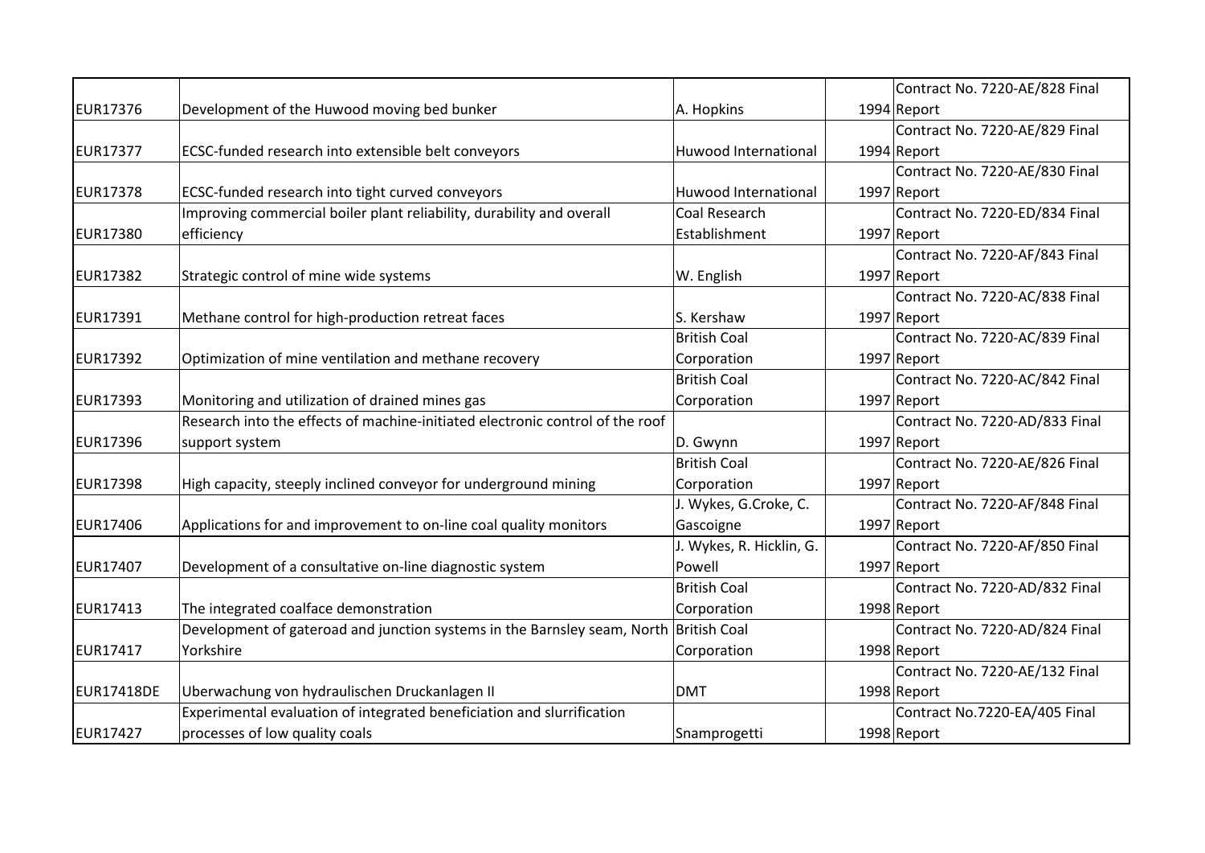| | | | | |
|---|---|---|---|---|
| EUR17376 | Development of the Huwood moving bed bunker | A. Hopkins | 1994 | Contract No. 7220-AE/828 Final Report |
| EUR17377 | ECSC-funded research into extensible belt conveyors | Huwood International | 1994 | Contract No. 7220-AE/829 Final Report |
| EUR17378 | ECSC-funded research into tight curved conveyors | Huwood International | 1997 | Contract No. 7220-AE/830 Final Report |
| EUR17380 | Improving commercial boiler plant reliability, durability and overall efficiency | Coal Research Establishment | 1997 | Contract No. 7220-ED/834 Final Report |
| EUR17382 | Strategic control of mine wide systems | W. English | 1997 | Contract No. 7220-AF/843 Final Report |
| EUR17391 | Methane control for high-production retreat faces | S. Kershaw | 1997 | Contract No. 7220-AC/838 Final Report |
| EUR17392 | Optimization of mine ventilation and methane recovery | British Coal Corporation | 1997 | Contract No. 7220-AC/839 Final Report |
| EUR17393 | Monitoring and utilization of drained mines gas | British Coal Corporation | 1997 | Contract No. 7220-AC/842 Final Report |
| EUR17396 | Research into the effects of machine-initiated electronic control of the roof support system | D. Gwynn | 1997 | Contract No. 7220-AD/833 Final Report |
| EUR17398 | High capacity, steeply inclined conveyor for underground mining | British Coal Corporation | 1997 | Contract No. 7220-AE/826 Final Report |
| EUR17406 | Applications for and improvement to on-line coal quality monitors | J. Wykes, G.Croke, C. Gascoigne | 1997 | Contract No. 7220-AF/848 Final Report |
| EUR17407 | Development of a consultative on-line diagnostic system | J. Wykes, R. Hicklin, G. Powell | 1997 | Contract No. 7220-AF/850 Final Report |
| EUR17413 | The integrated coalface demonstration | British Coal Corporation | 1998 | Contract No. 7220-AD/832 Final Report |
| EUR17417 | Development of gateroad and junction systems in the Barnsley seam, North Yorkshire | British Coal Corporation | 1998 | Contract No. 7220-AD/824 Final Report |
| EUR17418DE | Uberwachung von hydraulischen Druckanlagen II | DMT | 1998 | Contract No. 7220-AE/132 Final Report |
| EUR17427 | Experimental evaluation of integrated beneficiation and slurrification processes of low quality coals | Snamprogetti | 1998 | Contract No.7220-EA/405 Final Report |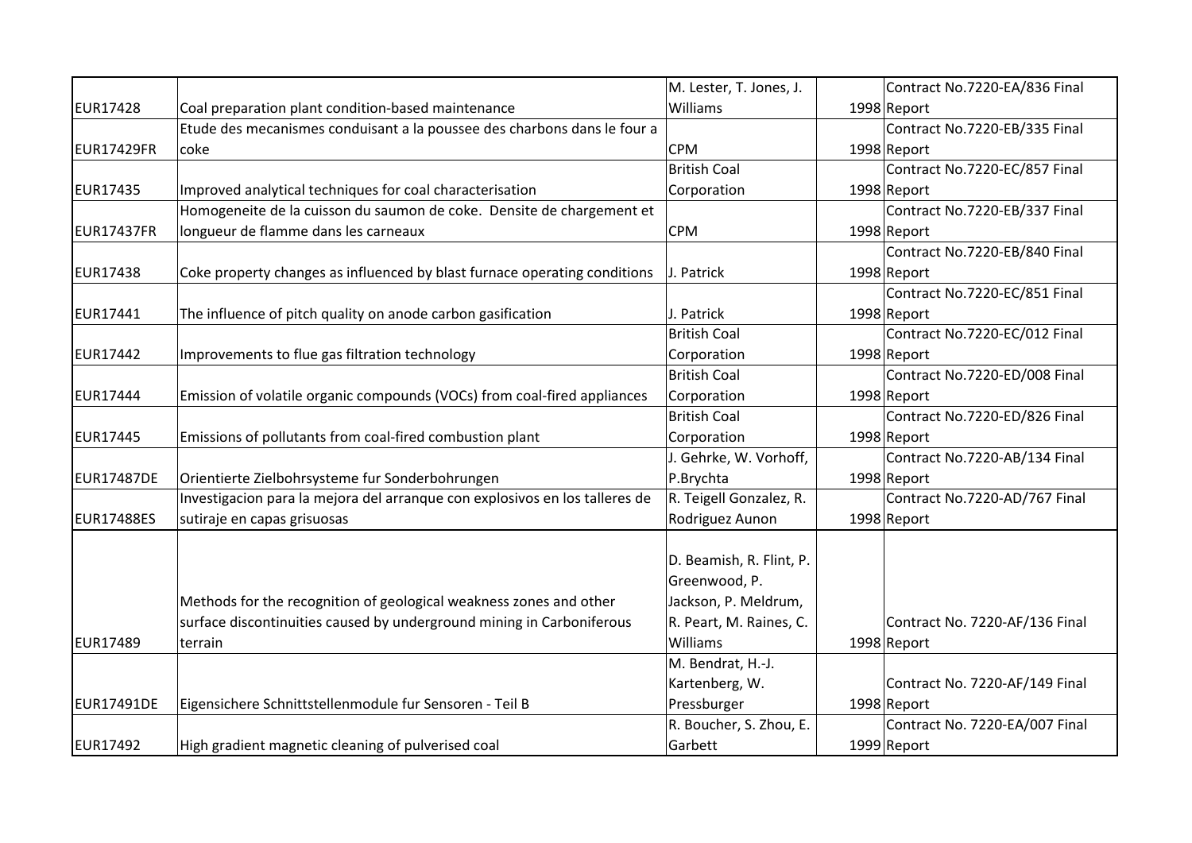| | | | | |
|---|---|---|---|---|
| EUR17428 | Coal preparation plant condition-based maintenance | M. Lester, T. Jones, J. Williams | 1998 | Contract No.7220-EA/836 Final Report |
| EUR17429FR | Etude des mecanismes conduisant a la poussee des charbons dans le four a coke | CPM | 1998 | Contract No.7220-EB/335 Final Report |
| EUR17435 | Improved analytical techniques for coal characterisation | British Coal Corporation | 1998 | Contract No.7220-EC/857 Final Report |
| EUR17437FR | Homogeneite de la cuisson du saumon de coke. Densite de chargement et longueur de flamme dans les carneaux | CPM | 1998 | Contract No.7220-EB/337 Final Report |
| EUR17438 | Coke property changes as influenced by blast furnace operating conditions | J. Patrick | 1998 | Contract No.7220-EB/840 Final Report |
| EUR17441 | The influence of pitch quality on anode carbon gasification | J. Patrick | 1998 | Contract No.7220-EC/851 Final Report |
| EUR17442 | Improvements to flue gas filtration technology | British Coal Corporation | 1998 | Contract No.7220-EC/012 Final Report |
| EUR17444 | Emission of volatile organic compounds (VOCs) from coal-fired appliances | British Coal Corporation | 1998 | Contract No.7220-ED/008 Final Report |
| EUR17445 | Emissions of pollutants from coal-fired combustion plant | British Coal Corporation | 1998 | Contract No.7220-ED/826 Final Report |
| EUR17487DE | Orientierte Zielbohrsysteme fur Sonderbohrungen | J. Gehrke, W. Vorhoff, P.Brychta | 1998 | Contract No.7220-AB/134 Final Report |
| EUR17488ES | Investigacion para la mejora del arranque con explosivos en los talleres de sutiraje en capas grisuosas | R. Teigell Gonzalez, R. Rodriguez Aunon | 1998 | Contract No.7220-AD/767 Final Report |
| EUR17489 | Methods for the recognition of geological weakness zones and other surface discontinuities caused by underground mining in Carboniferous terrain | D. Beamish, R. Flint, P. Greenwood, P. Jackson, P. Meldrum, R. Peart, M. Raines, C. Williams | 1998 | Contract No. 7220-AF/136 Final Report |
| EUR17491DE | Eigensichere Schnittstellenmodule fur Sensoren - Teil B | M. Bendrat, H.-J. Kartenberg, W. Pressburger | 1998 | Contract No. 7220-AF/149 Final Report |
| EUR17492 | High gradient magnetic cleaning of pulverised coal | R. Boucher, S. Zhou, E. Garbett | 1999 | Contract No. 7220-EA/007 Final Report |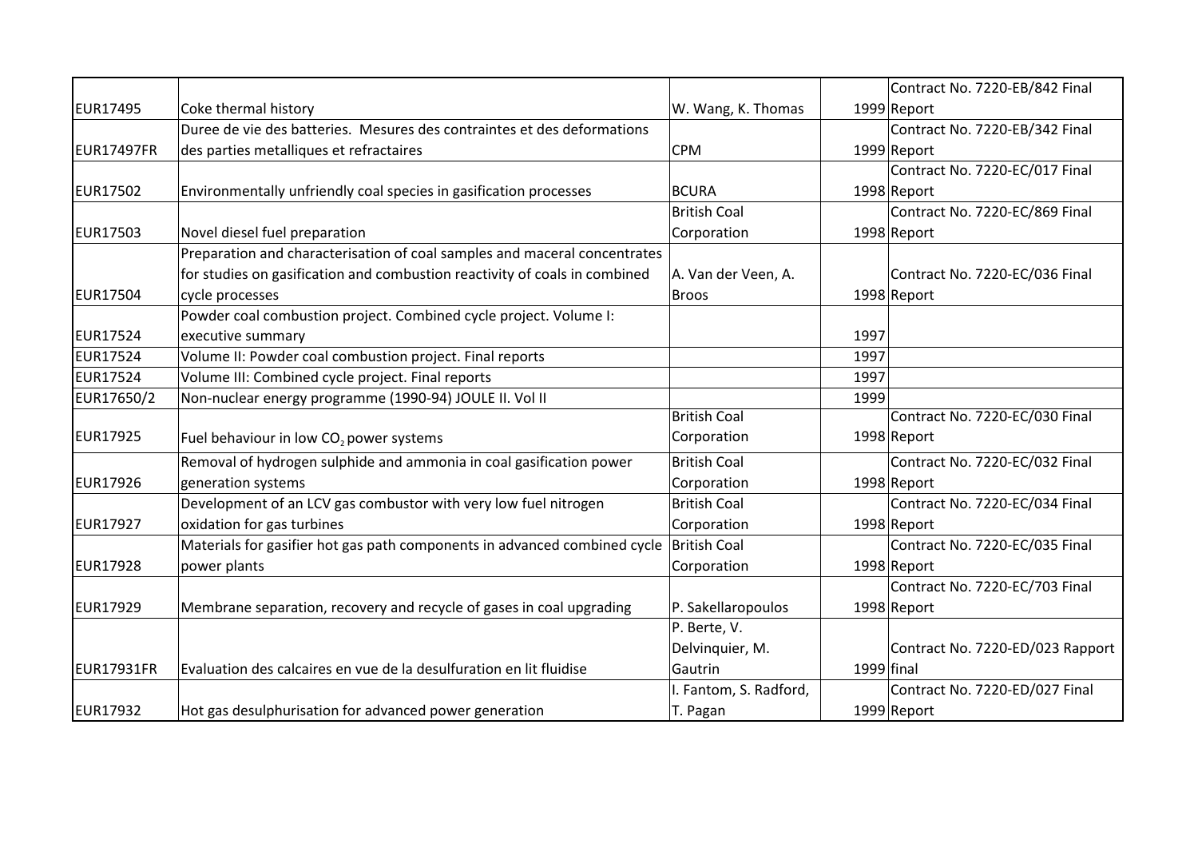| | | | | |
|---|---|---|---|---|
| EUR17495 | Coke thermal history | W. Wang, K. Thomas | 1999 | Contract No. 7220-EB/842 Final Report |
| EUR17497FR | Duree de vie des batteries. Mesures des contraintes et des deformations des parties metalliques et refractaires | CPM | 1999 | Contract No. 7220-EB/342 Final Report |
| EUR17502 | Environmentally unfriendly coal species in gasification processes | BCURA | 1998 | Contract No. 7220-EC/017 Final Report |
| EUR17503 | Novel diesel fuel preparation | British Coal Corporation | 1998 | Contract No. 7220-EC/869 Final Report |
| EUR17504 | Preparation and characterisation of coal samples and maceral concentrates for studies on gasification and combustion reactivity of coals in combined cycle processes | A. Van der Veen, A. Broos | 1998 | Contract No. 7220-EC/036 Final Report |
| EUR17524 | Powder coal combustion project. Combined cycle project. Volume I: executive summary | | 1997 | |
| EUR17524 | Volume II: Powder coal combustion project. Final reports | | 1997 | |
| EUR17524 | Volume III: Combined cycle project. Final reports | | 1997 | |
| EUR17650/2 | Non-nuclear energy programme (1990-94) JOULE II. Vol II | | 1999 | |
| EUR17925 | Fuel behaviour in low $CO_2$ power systems | British Coal Corporation | 1998 | Contract No. 7220-EC/030 Final Report |
| EUR17926 | Removal of hydrogen sulphide and ammonia in coal gasification power generation systems | British Coal Corporation | 1998 | Contract No. 7220-EC/032 Final Report |
| EUR17927 | Development of an LCV gas combustor with very low fuel nitrogen oxidation for gas turbines | British Coal Corporation | 1998 | Contract No. 7220-EC/034 Final Report |
| EUR17928 | Materials for gasifier hot gas path components in advanced combined cycle power plants | British Coal Corporation | 1998 | Contract No. 7220-EC/035 Final Report |
| EUR17929 | Membrane separation, recovery and recycle of gases in coal upgrading | P. Sakellaropoulos | 1998 | Contract No. 7220-EC/703 Final Report |
| EUR17931FR | Evaluation des calcaires en vue de la desulfuration en lit fluidise | P. Berte, V. Delvinquier, M. Gautrin | 1999 | Contract No. 7220-ED/023 Rapport final |
| EUR17932 | Hot gas desulphurisation for advanced power generation | I. Fantom, S. Radford, T. Pagan | 1999 | Contract No. 7220-ED/027 Final Report |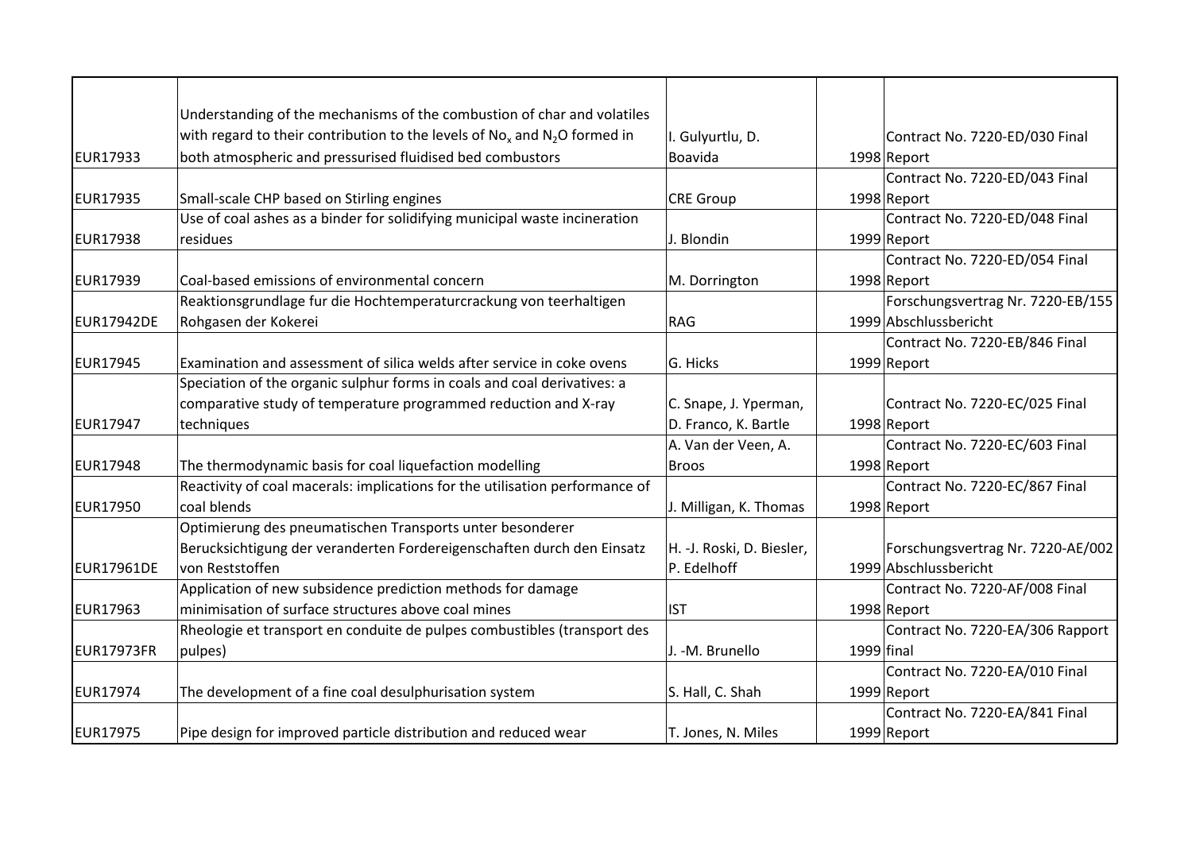| | | | | |
|---|---|---|---|---|
| EUR17933 | Understanding of the mechanisms of the combustion of char and volatiles with regard to their contribution to the levels of $No_x$ and $N_2O$ formed in both atmospheric and pressurised fluidised bed combustors | I. Gulyurtlu, D. Boavida | 1998 | Contract No. 7220-ED/030 Final Report |
| EUR17935 | Small-scale CHP based on Stirling engines | CRE Group | 1998 | Contract No. 7220-ED/043 Final Report |
| EUR17938 | Use of coal ashes as a binder for solidifying municipal waste incineration residues | J. Blondin | 1999 | Contract No. 7220-ED/048 Final Report |
| EUR17939 | Coal-based emissions of environmental concern | M. Dorrington | 1998 | Contract No. 7220-ED/054 Final Report |
| EUR17942DE | Reaktionsgrundlage fur die Hochtemperaturcrackung von teerhaltigen Rohgasen der Kokerei | RAG | 1999 | Forschungsvertrag Nr. 7220-EB/155 Abschlussbericht |
| EUR17945 | Examination and assessment of silica welds after service in coke ovens | G. Hicks | 1999 | Contract No. 7220-EB/846 Final Report |
| EUR17947 | Speciation of the organic sulphur forms in coals and coal derivatives: a comparative study of temperature programmed reduction and X-ray techniques | C. Snape, J. Yperman, D. Franco, K. Bartle | 1998 | Contract No. 7220-EC/025 Final Report |
| EUR17948 | The thermodynamic basis for coal liquefaction modelling | A. Van der Veen, A. Broos | 1998 | Contract No. 7220-EC/603 Final Report |
| EUR17950 | Reactivity of coal macerals: implications for the utilisation performance of coal blends | J. Milligan, K. Thomas | 1998 | Contract No. 7220-EC/867 Final Report |
| EUR17961DE | Optimierung des pneumatischen Transports unter besonderer Berucksichtigung der veranderten Fordereigenschaften durch den Einsatz von Reststoffen | H. -J. Roski, D. Biesler, P. Edelhoff | 1999 | Forschungsvertrag Nr. 7220-AE/002 Abschlussbericht |
| EUR17963 | Application of new subsidence prediction methods for damage minimisation of surface structures above coal mines | IST | 1998 | Contract No. 7220-AF/008 Final Report |
| EUR17973FR | Rheologie et transport en conduite de pulpes combustibles (transport des pulpes) | J. -M. Brunello | 1999 | Contract No. 7220-EA/306 Rapport final |
| EUR17974 | The development of a fine coal desulphurisation system | S. Hall, C. Shah | 1999 | Contract No. 7220-EA/010 Final Report |
| EUR17975 | Pipe design for improved particle distribution and reduced wear | T. Jones, N. Miles | 1999 | Contract No. 7220-EA/841 Final Report |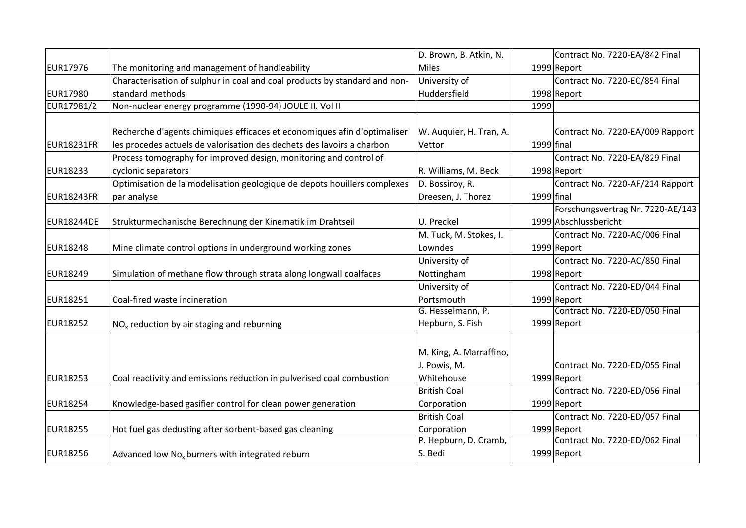| | | | | |
|---|---|---|---|---|
| EUR17976 | The monitoring and management of handleability | D. Brown, B. Atkin, N. Miles | 1999 | Contract No. 7220-EA/842 Final Report |
| EUR17980 | Characterisation of sulphur in coal and coal products by standard and non-standard methods | University of Huddersfield | 1998 | Contract No. 7220-EC/854 Final Report |
| EUR17981/2 | Non-nuclear energy programme (1990-94) JOULE II. Vol II | | 1999 | |
| EUR18231FR | Recherche d'agents chimiques efficaces et economiques afin d'optimaliser les procedes actuels de valorisation des dechets des lavoirs a charbon | W. Auquier, H. Tran, A. Vettor | 1999 | Contract No. 7220-EA/009 Rapport final |
| EUR18233 | Process tomography for improved design, monitoring and control of cyclonic separators | R. Williams, M. Beck | 1998 | Contract No. 7220-EA/829 Final Report |
| EUR18243FR | Optimisation de la modelisation geologique de depots houillers complexes par analyse | D. Bossiroy, R. Dreesen, J. Thorez | 1999 | Contract No. 7220-AF/214 Rapport final |
| EUR18244DE | Strukturmechanische Berechnung der Kinematik im Drahtseil | U. Preckel | 1999 | Forschungsvertrag Nr. 7220-AE/143 Abschlussbericht |
| EUR18248 | Mine climate control options in underground working zones | M. Tuck, M. Stokes, I. Lowndes | 1999 | Contract No. 7220-AC/006 Final Report |
| EUR18249 | Simulation of methane flow through strata along longwall coalfaces | University of Nottingham | 1998 | Contract No. 7220-AC/850 Final Report |
| EUR18251 | Coal-fired waste incineration | University of Portsmouth | 1999 | Contract No. 7220-ED/044 Final Report |
| EUR18252 | $NO_x$ reduction by air staging and reburning | G. Hesselmann, P. Hepburn, S. Fish | 1999 | Contract No. 7220-ED/050 Final Report |
| EUR18253 | Coal reactivity and emissions reduction in pulverised coal combustion | M. King, A. Marraffino, J. Powis, M. Whitehouse | 1999 | Contract No. 7220-ED/055 Final Report |
| EUR18254 | Knowledge-based gasifier control for clean power generation | British Coal Corporation | 1999 | Contract No. 7220-ED/056 Final Report |
| EUR18255 | Hot fuel gas dedusting after sorbent-based gas cleaning | British Coal Corporation | 1999 | Contract No. 7220-ED/057 Final Report |
| EUR18256 | Advanced low $No_x$ burners with integrated reburn | P. Hepburn, D. Cramb, S. Bedi | 1999 | Contract No. 7220-ED/062 Final Report |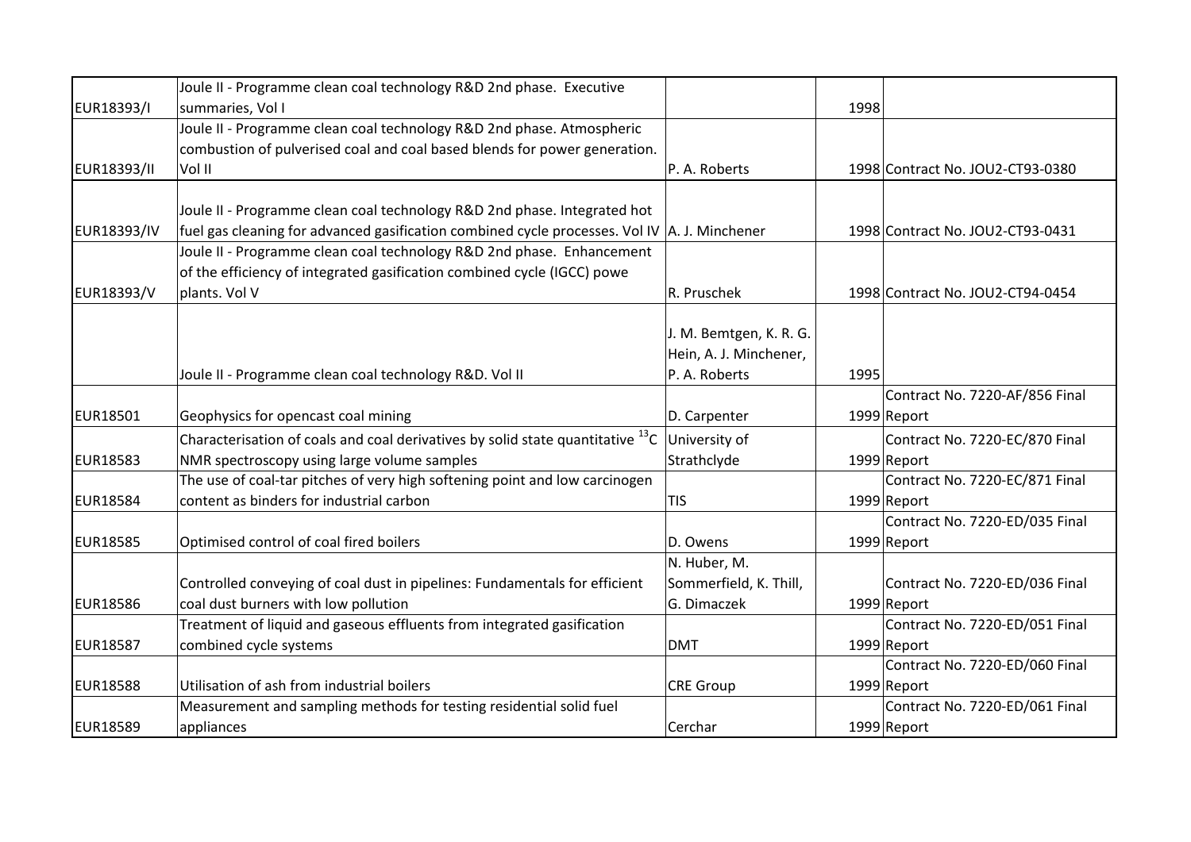| | | | | |
|---|---|---|---|---|
| EUR18393/I | Joule II - Programme clean coal technology R&D 2nd phase. Executive summaries, Vol I | | 1998 | |
| EUR18393/II | Joule II - Programme clean coal technology R&D 2nd phase. Atmospheric combustion of pulverised coal and coal based blends for power generation. Vol II | P. A. Roberts | 1998 | Contract No. JOU2-CT93-0380 |
| EUR18393/IV | Joule II - Programme clean coal technology R&D 2nd phase. Integrated hot fuel gas cleaning for advanced gasification combined cycle processes. Vol IV | A. J. Minchener | 1998 | Contract No. JOU2-CT93-0431 |
| EUR18393/V | Joule II - Programme clean coal technology R&D 2nd phase. Enhancement of the efficiency of integrated gasification combined cycle (IGCC) powe plants. Vol V | R. Pruschek | 1998 | Contract No. JOU2-CT94-0454 |
| | Joule II - Programme clean coal technology R&D. Vol II | J. M. Bemtgen, K. R. G. Hein, A. J. Minchener, P. A. Roberts | 1995 | |
| EUR18501 | Geophysics for opencast coal mining | D. Carpenter | 1999 | Contract No. 7220-AF/856 Final Report |
| EUR18583 | Characterisation of coals and coal derivatives by solid state quantitative $^{13}C$ NMR spectroscopy using large volume samples | University of Strathclyde | 1999 | Contract No. 7220-EC/870 Final Report |
| EUR18584 | The use of coal-tar pitches of very high softening point and low carcinogen content as binders for industrial carbon | TIS | 1999 | Contract No. 7220-EC/871 Final Report |
| EUR18585 | Optimised control of coal fired boilers | D. Owens | 1999 | Contract No. 7220-ED/035 Final Report |
| EUR18586 | Controlled conveying of coal dust in pipelines: Fundamentals for efficient coal dust burners with low pollution | N. Huber, M. Sommerfield, K. Thill, G. Dimaczek | 1999 | Contract No. 7220-ED/036 Final Report |
| EUR18587 | Treatment of liquid and gaseous effluents from integrated gasification combined cycle systems | DMT | 1999 | Contract No. 7220-ED/051 Final Report |
| EUR18588 | Utilisation of ash from industrial boilers | CRE Group | 1999 | Contract No. 7220-ED/060 Final Report |
| EUR18589 | Measurement and sampling methods for testing residential solid fuel appliances | Cerchar | 1999 | Contract No. 7220-ED/061 Final Report |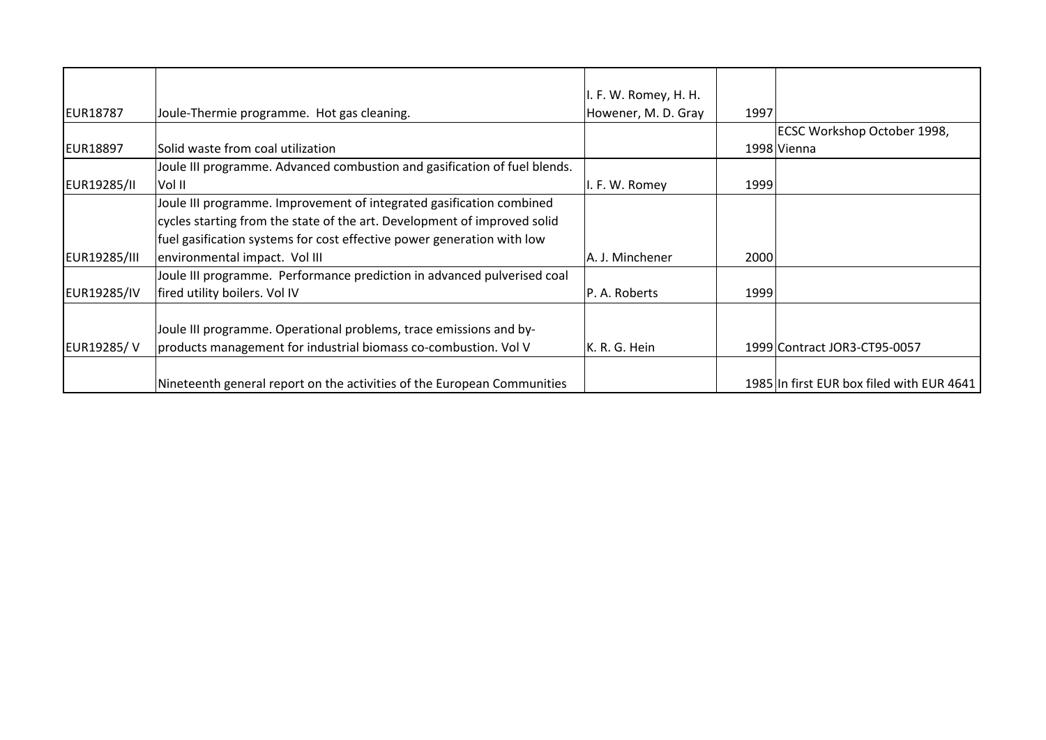| | | | | |
|---|---|---|---|---|
| EUR18787 | Joule-Thermie programme.  Hot gas cleaning. | I. F. W. Romey, H. H. Howener, M. D. Gray | 1997 | |
| EUR18897 | Solid waste from coal utilization | | 1998 | ECSC Workshop October 1998, Vienna |
| EUR19285/II | Joule III programme. Advanced combustion and gasification of fuel blends. Vol II | I. F. W. Romey | 1999 | |
| EUR19285/III | Joule III programme. Improvement of integrated gasification combined cycles starting from the state of the art. Development of improved solid fuel gasification systems for cost effective power generation with low environmental impact.  Vol III | A. J. Minchener | 2000 | |
| EUR19285/IV | Joule III programme.  Performance prediction in advanced pulverised coal fired utility boilers. Vol IV | P. A. Roberts | 1999 | |
| EUR19285/ V | Joule III programme. Operational problems, trace emissions and by-products management for industrial biomass co-combustion. Vol V | K. R. G. Hein | 1999 | Contract JOR3-CT95-0057 |
| | Nineteenth general report on the activities of the European Communities | | 1985 | In first EUR box filed with EUR 4641 |